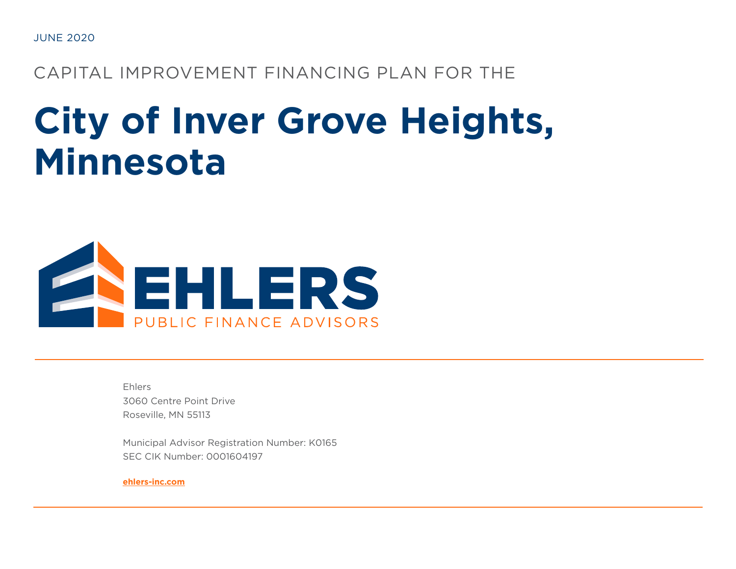JUNE 2020

CAPITAL IMPROVEMENT FINANCING PLAN FOR THE

# City of Inver Grove Heights, Minnesota

EHLERS
PUBLIC FINANCE ADVISORS

Ehlers
3060 Centre Point Drive
Roseville, MN 55113

Municipal Advisor Registration Number: K0165
SEC CIK Number: 0001604197

**ehlers-inc.com**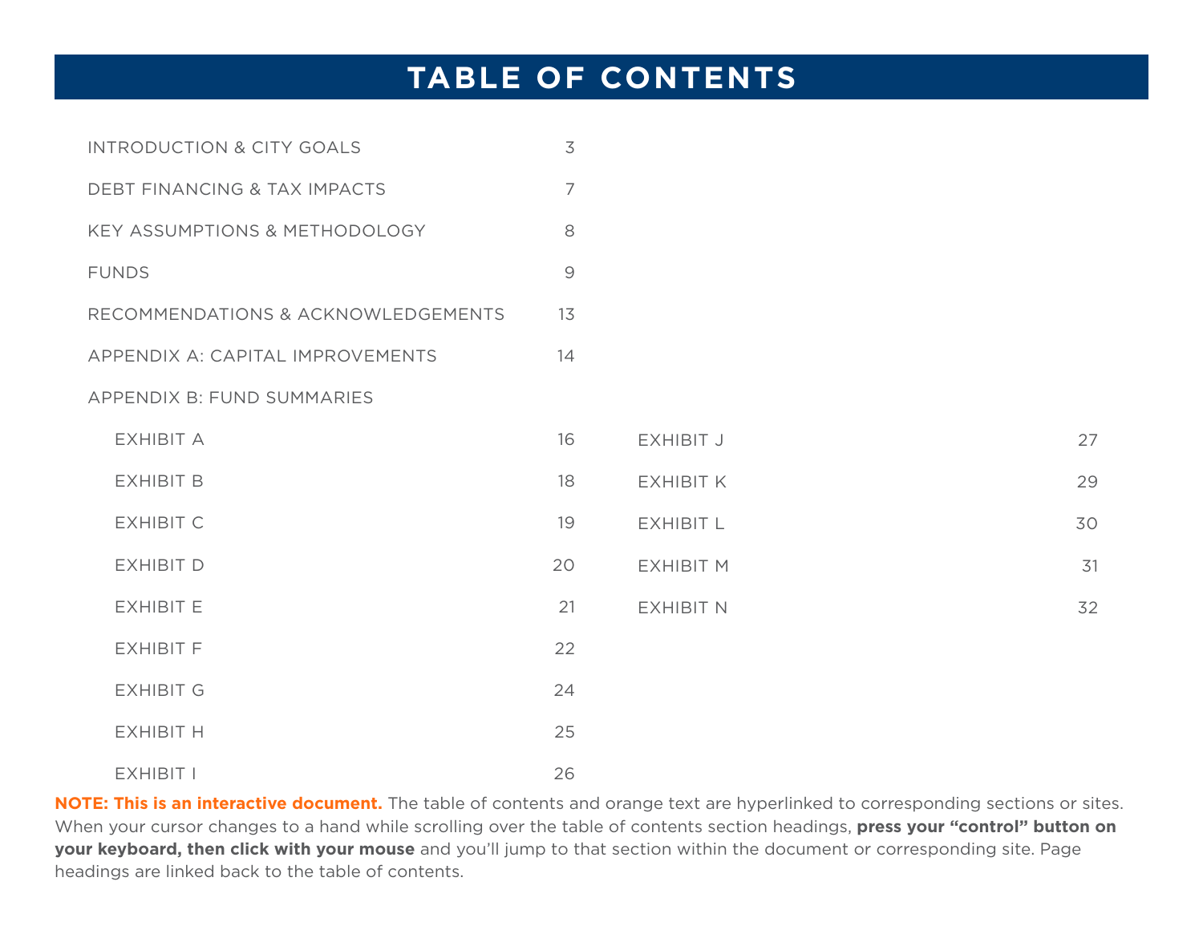# TABLE OF CONTENTS

| Section | Page |
|---|---|
| INTRODUCTION & CITY GOALS | 3 |
| DEBT FINANCING & TAX IMPACTS | 7 |
| KEY ASSUMPTIONS & METHODOLOGY | 8 |
| FUNDS | 9 |
| RECOMMENDATIONS & ACKNOWLEDGEMENTS | 13 |
| APPENDIX A: CAPITAL IMPROVEMENTS | 14 |
| APPENDIX B: FUND SUMMARIES | |
| EXHIBIT A | 16 |
| EXHIBIT B | 18 |
| EXHIBIT C | 19 |
| EXHIBIT D | 20 |
| EXHIBIT E | 21 |
| EXHIBIT F | 22 |
| EXHIBIT G | 24 |
| EXHIBIT H | 25 |
| EXHIBIT I | 26 |
| EXHIBIT J | 27 |
| EXHIBIT K | 29 |
| EXHIBIT L | 30 |
| EXHIBIT M | 31 |
| EXHIBIT N | 32 |

**NOTE: This is an interactive document.** The table of contents and orange text are hyperlinked to corresponding sections or sites. When your cursor changes to a hand while scrolling over the table of contents section headings, **press your "control" button on your keyboard, then click with your mouse** and you'll jump to that section within the document or corresponding site. Page headings are linked back to the table of contents.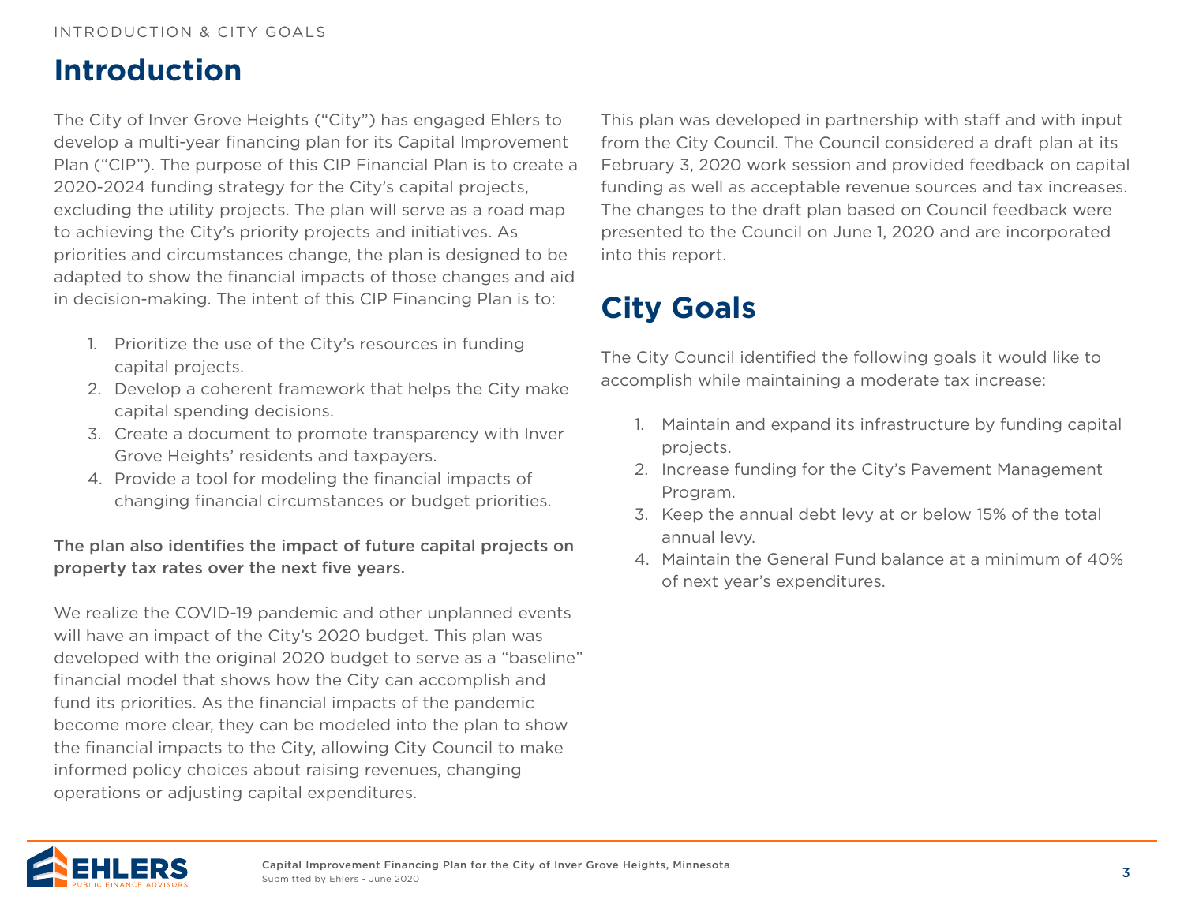# Introduction

The City of Inver Grove Heights ("City") has engaged Ehlers to develop a multi-year financing plan for its Capital Improvement Plan ("CIP"). The purpose of this CIP Financial Plan is to create a 2020-2024 funding strategy for the City's capital projects, excluding the utility projects. The plan will serve as a road map to achieving the City's priority projects and initiatives. As priorities and circumstances change, the plan is designed to be adapted to show the financial impacts of those changes and aid in decision-making. The intent of this CIP Financing Plan is to:

1. Prioritize the use of the City's resources in funding capital projects.
2. Develop a coherent framework that helps the City make capital spending decisions.
3. Create a document to promote transparency with Inver Grove Heights' residents and taxpayers.
4. Provide a tool for modeling the financial impacts of changing financial circumstances or budget priorities.

**The plan also identifies the impact of future capital projects on property tax rates over the next five years.**

We realize the COVID-19 pandemic and other unplanned events will have an impact of the City's 2020 budget. This plan was developed with the original 2020 budget to serve as a "baseline" financial model that shows how the City can accomplish and fund its priorities. As the financial impacts of the pandemic become more clear, they can be modeled into the plan to show the financial impacts to the City, allowing City Council to make informed policy choices about raising revenues, changing operations or adjusting capital expenditures.

This plan was developed in partnership with staff and with input from the City Council. The Council considered a draft plan at its February 3, 2020 work session and provided feedback on capital funding as well as acceptable revenue sources and tax increases. The changes to the draft plan based on Council feedback were presented to the Council on June 1, 2020 and are incorporated into this report.

# City Goals

The City Council identified the following goals it would like to accomplish while maintaining a moderate tax increase:

1. Maintain and expand its infrastructure by funding capital projects.
2. Increase funding for the City's Pavement Management Program.
3. Keep the annual debt levy at or below 15% of the total annual levy.
4. Maintain the General Fund balance at a minimum of 40% of next year's expenditures.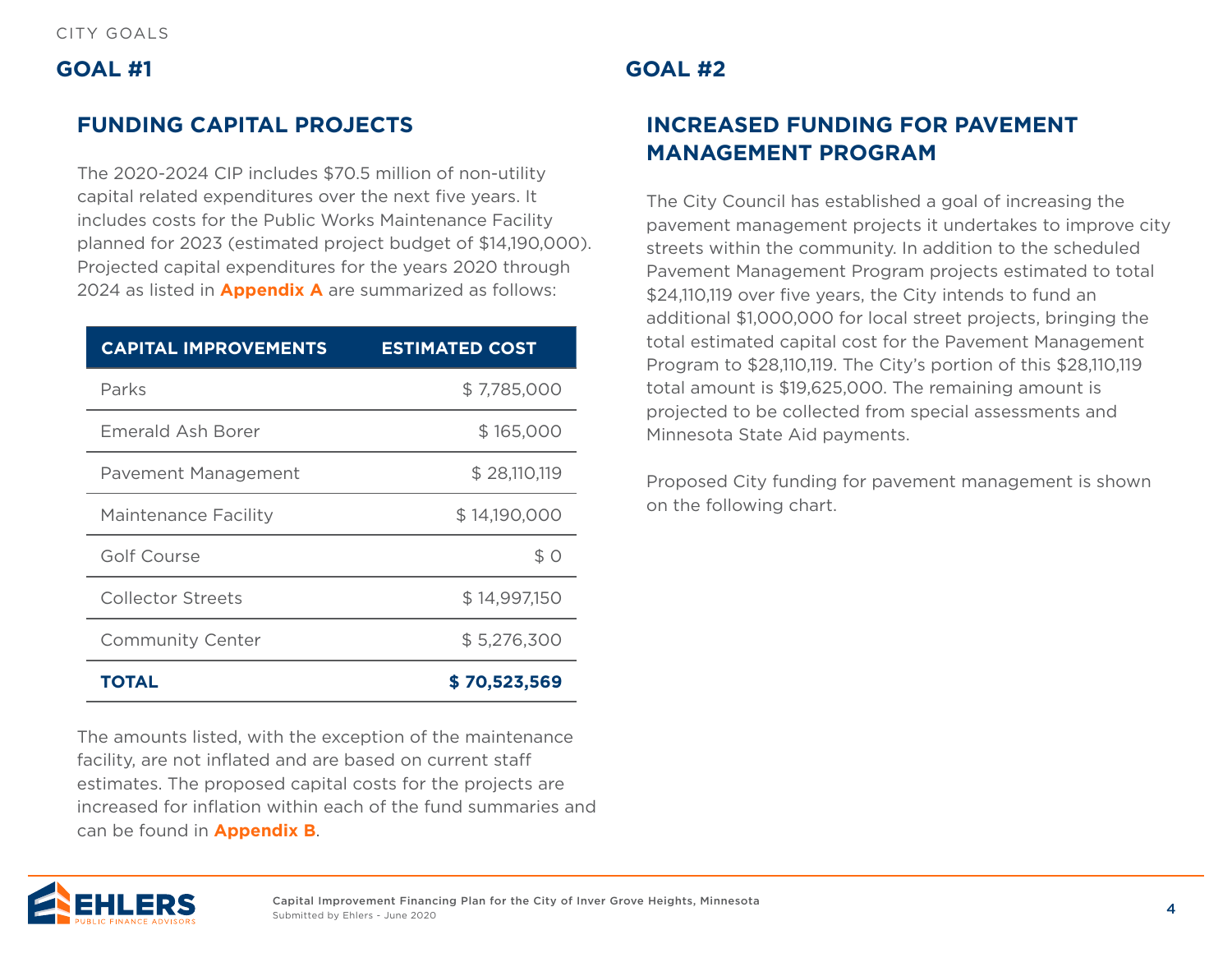CITY GOALS

## GOAL #1

### FUNDING CAPITAL PROJECTS

The 2020-2024 CIP includes $70.5 million of non-utility capital related expenditures over the next five years. It includes costs for the Public Works Maintenance Facility planned for 2023 (estimated project budget of $14,190,000). Projected capital expenditures for the years 2020 through 2024 as listed in **Appendix A** are summarized as follows:

| CAPITAL IMPROVEMENTS | ESTIMATED COST |
|---|---:|
| Parks | $ 7,785,000 |
| Emerald Ash Borer | $ 165,000 |
| Pavement Management | $ 28,110,119 |
| Maintenance Facility | $ 14,190,000 |
| Golf Course | $ 0 |
| Collector Streets | $ 14,997,150 |
| Community Center | $ 5,276,300 |
| **TOTAL** | **$ 70,523,569** |

The amounts listed, with the exception of the maintenance facility, are not inflated and are based on current staff estimates. The proposed capital costs for the projects are increased for inflation within each of the fund summaries and can be found in **Appendix B**.

## GOAL #2

### INCREASED FUNDING FOR PAVEMENT MANAGEMENT PROGRAM

The City Council has established a goal of increasing the pavement management projects it undertakes to improve city streets within the community. In addition to the scheduled Pavement Management Program projects estimated to total $24,110,119 over five years, the City intends to fund an additional $1,000,000 for local street projects, bringing the total estimated capital cost for the Pavement Management Program to $28,110,119. The City's portion of this $28,110,119 total amount is $19,625,000. The remaining amount is projected to be collected from special assessments and Minnesota State Aid payments.

Proposed City funding for pavement management is shown on the following chart.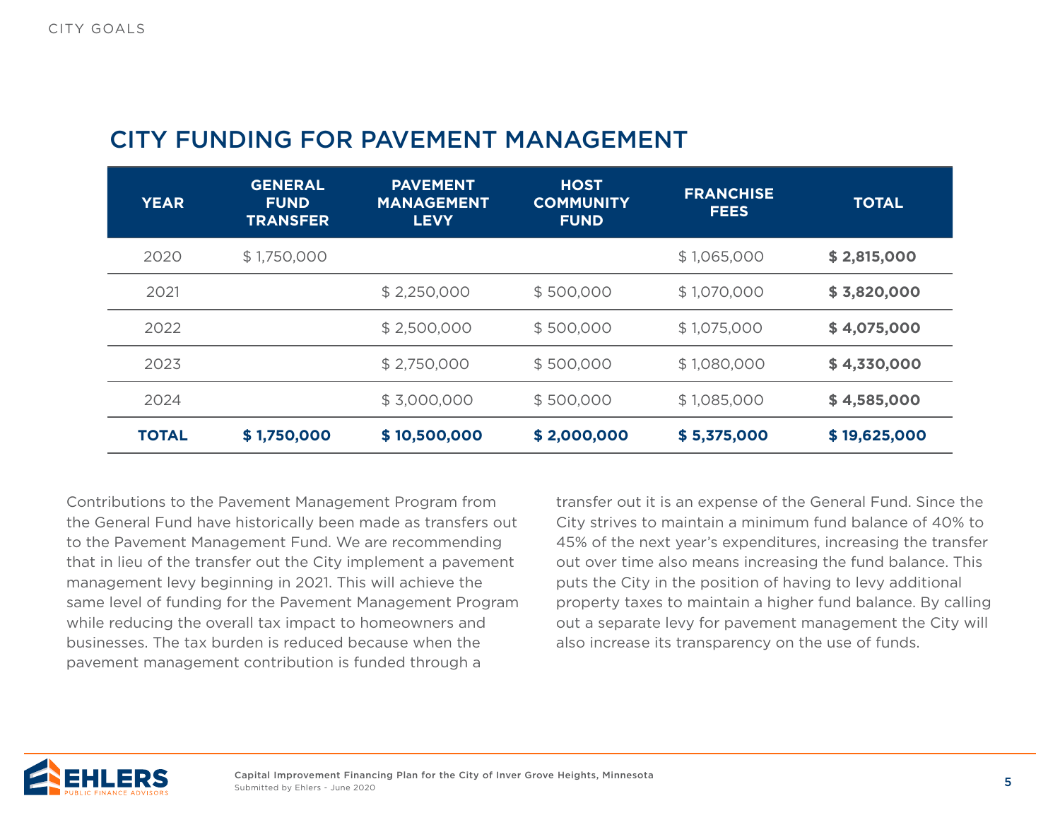## CITY FUNDING FOR PAVEMENT MANAGEMENT

| YEAR | GENERAL FUND TRANSFER | PAVEMENT MANAGEMENT LEVY | HOST COMMUNITY FUND | FRANCHISE FEES | TOTAL |
|---|---|---|---|---|---|
| 2020 | $ 1,750,000 | | | $ 1,065,000 | **$ 2,815,000** |
| 2021 | | $ 2,250,000 | $ 500,000 | $ 1,070,000 | **$ 3,820,000** |
| 2022 | | $ 2,500,000 | $ 500,000 | $ 1,075,000 | **$ 4,075,000** |
| 2023 | | $ 2,750,000 | $ 500,000 | $ 1,080,000 | **$ 4,330,000** |
| 2024 | | $ 3,000,000 | $ 500,000 | $ 1,085,000 | **$ 4,585,000** |
| **TOTAL** | **$ 1,750,000** | **$ 10,500,000** | **$ 2,000,000** | **$ 5,375,000** | **$ 19,625,000** |

Contributions to the Pavement Management Program from the General Fund have historically been made as transfers out to the Pavement Management Fund. We are recommending that in lieu of the transfer out the City implement a pavement management levy beginning in 2021. This will achieve the same level of funding for the Pavement Management Program while reducing the overall tax impact to homeowners and businesses. The tax burden is reduced because when the pavement management contribution is funded through a transfer out it is an expense of the General Fund. Since the City strives to maintain a minimum fund balance of 40% to 45% of the next year's expenditures, increasing the transfer out over time also means increasing the fund balance. This puts the City in the position of having to levy additional property taxes to maintain a higher fund balance. By calling out a separate levy for pavement management the City will also increase its transparency on the use of funds.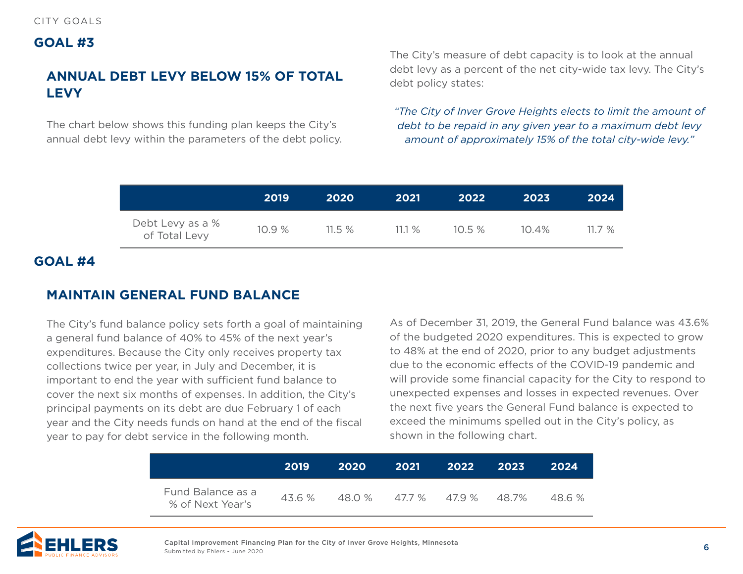CITY GOALS

## GOAL #3

### ANNUAL DEBT LEVY BELOW 15% OF TOTAL LEVY

The chart below shows this funding plan keeps the City's annual debt levy within the parameters of the debt policy.

The City's measure of debt capacity is to look at the annual debt levy as a percent of the net city-wide tax levy. The City's debt policy states:

*"The City of Inver Grove Heights elects to limit the amount of debt to be repaid in any given year to a maximum debt levy amount of approximately 15% of the total city-wide levy."*

| | 2019 | 2020 | 2021 | 2022 | 2023 | 2024 |
|---|---|---|---|---|---|---|
| Debt Levy as a % of Total Levy | 10.9 % | 11.5 % | 11.1 % | 10.5 % | 10.4% | 11.7 % |

## GOAL #4

### MAINTAIN GENERAL FUND BALANCE

The City's fund balance policy sets forth a goal of maintaining a general fund balance of 40% to 45% of the next year's expenditures. Because the City only receives property tax collections twice per year, in July and December, it is important to end the year with sufficient fund balance to cover the next six months of expenses. In addition, the City's principal payments on its debt are due February 1 of each year and the City needs funds on hand at the end of the fiscal year to pay for debt service in the following month.

As of December 31, 2019, the General Fund balance was 43.6% of the budgeted 2020 expenditures. This is expected to grow to 48% at the end of 2020, prior to any budget adjustments due to the economic effects of the COVID-19 pandemic and will provide some financial capacity for the City to respond to unexpected expenses and losses in expected revenues. Over the next five years the General Fund balance is expected to exceed the minimums spelled out in the City's policy, as shown in the following chart.

| | 2019 | 2020 | 2021 | 2022 | 2023 | 2024 |
|---|---|---|---|---|---|---|
| Fund Balance as a % of Next Year's | 43.6 % | 48.0 % | 47.7 % | 47.9 % | 48.7% | 48.6 % |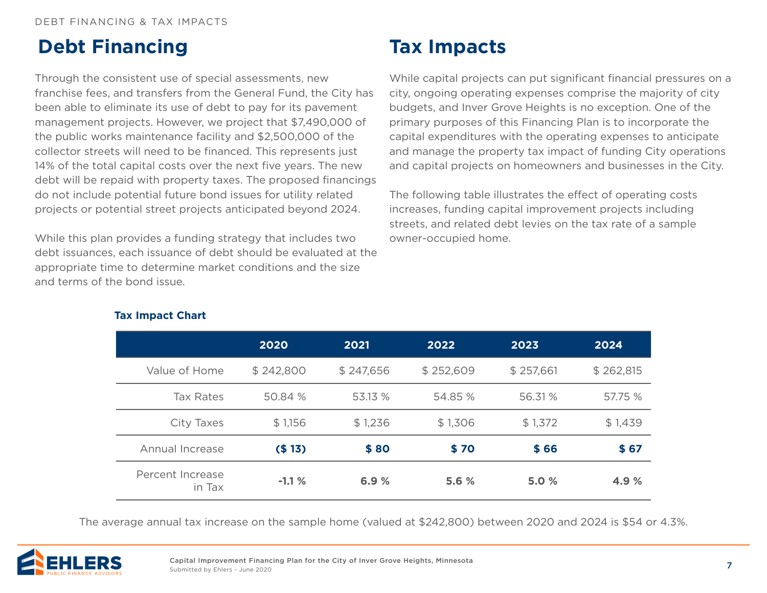## Debt Financing

Through the consistent use of special assessments, new franchise fees, and transfers from the General Fund, the City has been able to eliminate its use of debt to pay for its pavement management projects. However, we project that $7,490,000 of the public works maintenance facility and $2,500,000 of the collector streets will need to be financed. This represents just 14% of the total capital costs over the next five years. The new debt will be repaid with property taxes. The proposed financings do not include potential future bond issues for utility related projects or potential street projects anticipated beyond 2024.

While this plan provides a funding strategy that includes two debt issuances, each issuance of debt should be evaluated at the appropriate time to determine market conditions and the size and terms of the bond issue.

## Tax Impacts

While capital projects can put significant financial pressures on a city, ongoing operating expenses comprise the majority of city budgets, and Inver Grove Heights is no exception. One of the primary purposes of this Financing Plan is to incorporate the capital expenditures with the operating expenses to anticipate and manage the property tax impact of funding City operations and capital projects on homeowners and businesses in the City.

The following table illustrates the effect of operating costs increases, funding capital improvement projects including streets, and related debt levies on the tax rate of a sample owner-occupied home.

**Tax Impact Chart**

| | 2020 | 2021 | 2022 | 2023 | 2024 |
|---|---|---|---|---|---|
| Value of Home | $ 242,800 | $ 247,656 | $ 252,609 | $ 257,661 | $ 262,815 |
| Tax Rates | 50.84 % | 53.13 % | 54.85 % | 56.31 % | 57.75 % |
| City Taxes | $ 1,156 | $ 1,236 | $ 1,306 | $ 1,372 | $ 1,439 |
| Annual Increase | **($ 13)** | **$ 80** | **$ 70** | **$ 66** | **$ 67** |
| Percent Increase in Tax | **-1.1 %** | **6.9 %** | **5.6 %** | **5.0 %** | **4.9 %** |

The average annual tax increase on the sample home (valued at $242,800) between 2020 and 2024 is $54 or 4.3%.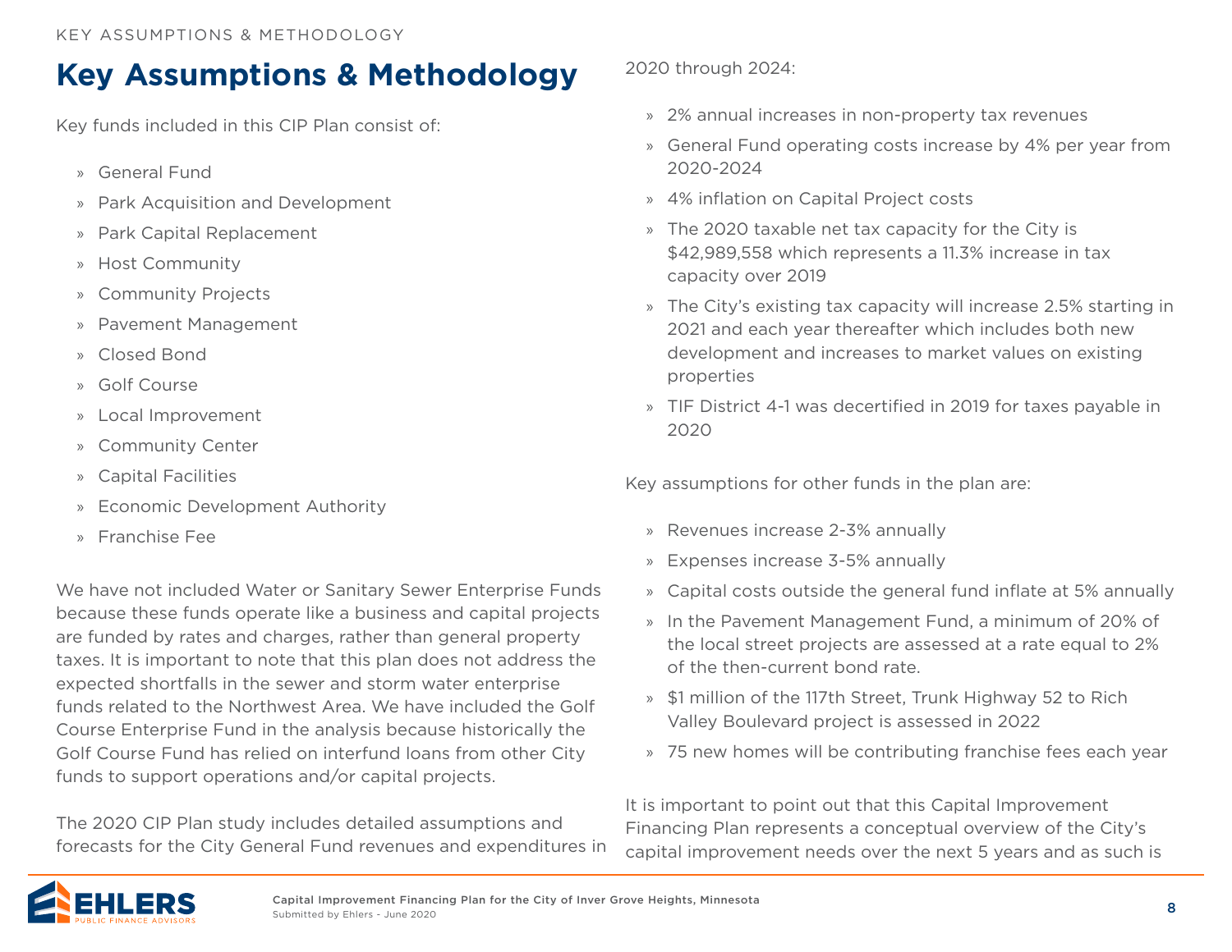# Key Assumptions & Methodology

Key funds included in this CIP Plan consist of:

- General Fund
- Park Acquisition and Development
- Park Capital Replacement
- Host Community
- Community Projects
- Pavement Management
- Closed Bond
- Golf Course
- Local Improvement
- Community Center
- Capital Facilities
- Economic Development Authority
- Franchise Fee

We have not included Water or Sanitary Sewer Enterprise Funds because these funds operate like a business and capital projects are funded by rates and charges, rather than general property taxes. It is important to note that this plan does not address the expected shortfalls in the sewer and storm water enterprise funds related to the Northwest Area. We have included the Golf Course Enterprise Fund in the analysis because historically the Golf Course Fund has relied on interfund loans from other City funds to support operations and/or capital projects.

The 2020 CIP Plan study includes detailed assumptions and forecasts for the City General Fund revenues and expenditures in 2020 through 2024:

- 2% annual increases in non-property tax revenues
- General Fund operating costs increase by 4% per year from 2020-2024
- 4% inflation on Capital Project costs
- The 2020 taxable net tax capacity for the City is $42,989,558 which represents a 11.3% increase in tax capacity over 2019
- The City's existing tax capacity will increase 2.5% starting in 2021 and each year thereafter which includes both new development and increases to market values on existing properties
- TIF District 4-1 was decertified in 2019 for taxes payable in 2020

Key assumptions for other funds in the plan are:

- Revenues increase 2-3% annually
- Expenses increase 3-5% annually
- Capital costs outside the general fund inflate at 5% annually
- In the Pavement Management Fund, a minimum of 20% of the local street projects are assessed at a rate equal to 2% of the then-current bond rate.
- $1 million of the 117th Street, Trunk Highway 52 to Rich Valley Boulevard project is assessed in 2022
- 75 new homes will be contributing franchise fees each year

It is important to point out that this Capital Improvement Financing Plan represents a conceptual overview of the City's capital improvement needs over the next 5 years and as such is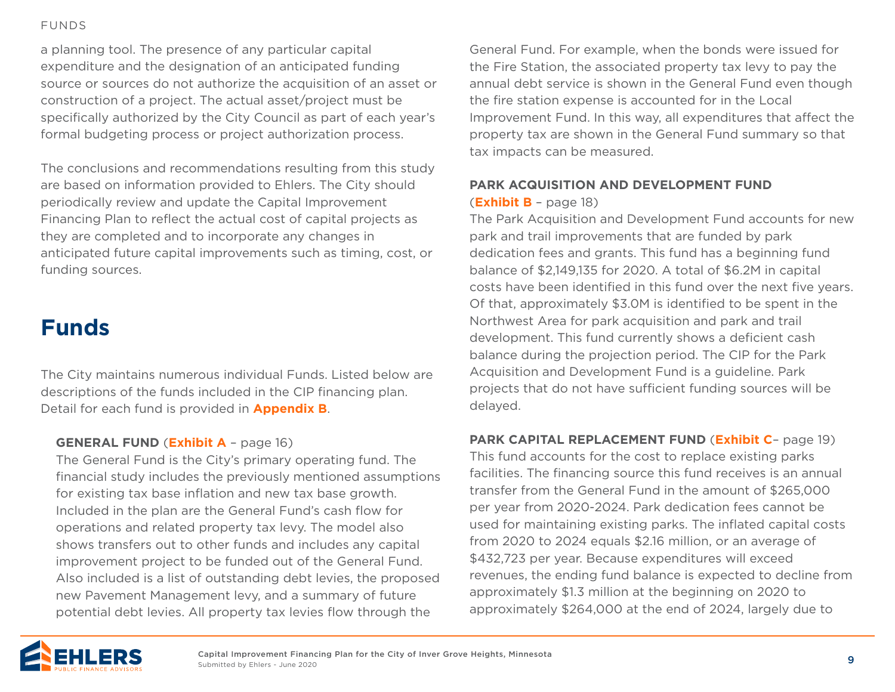a planning tool. The presence of any particular capital expenditure and the designation of an anticipated funding source or sources do not authorize the acquisition of an asset or construction of a project. The actual asset/project must be specifically authorized by the City Council as part of each year's formal budgeting process or project authorization process.

The conclusions and recommendations resulting from this study are based on information provided to Ehlers. The City should periodically review and update the Capital Improvement Financing Plan to reflect the actual cost of capital projects as they are completed and to incorporate any changes in anticipated future capital improvements such as timing, cost, or funding sources.

# Funds

The City maintains numerous individual Funds. Listed below are descriptions of the funds included in the CIP financing plan. Detail for each fund is provided in **Appendix B**.

**GENERAL FUND** (**Exhibit A** – page 16)
The General Fund is the City's primary operating fund. The financial study includes the previously mentioned assumptions for existing tax base inflation and new tax base growth. Included in the plan are the General Fund's cash flow for operations and related property tax levy. The model also shows transfers out to other funds and includes any capital improvement project to be funded out of the General Fund. Also included is a list of outstanding debt levies, the proposed new Pavement Management levy, and a summary of future potential debt levies. All property tax levies flow through the General Fund. For example, when the bonds were issued for the Fire Station, the associated property tax levy to pay the annual debt service is shown in the General Fund even though the fire station expense is accounted for in the Local Improvement Fund. In this way, all expenditures that affect the property tax are shown in the General Fund summary so that tax impacts can be measured.

**PARK ACQUISITION AND DEVELOPMENT FUND** (**Exhibit B** – page 18)
The Park Acquisition and Development Fund accounts for new park and trail improvements that are funded by park dedication fees and grants. This fund has a beginning fund balance of $2,149,135 for 2020. A total of $6.2M in capital costs have been identified in this fund over the next five years. Of that, approximately $3.0M is identified to be spent in the Northwest Area for park acquisition and park and trail development. This fund currently shows a deficient cash balance during the projection period. The CIP for the Park Acquisition and Development Fund is a guideline. Park projects that do not have sufficient funding sources will be delayed.

**PARK CAPITAL REPLACEMENT FUND** (**Exhibit C**– page 19)
This fund accounts for the cost to replace existing parks facilities. The financing source this fund receives is an annual transfer from the General Fund in the amount of $265,000 per year from 2020-2024. Park dedication fees cannot be used for maintaining existing parks. The inflated capital costs from 2020 to 2024 equals $2.16 million, or an average of $432,723 per year. Because expenditures will exceed revenues, the ending fund balance is expected to decline from approximately $1.3 million at the beginning on 2020 to approximately $264,000 at the end of 2024, largely due to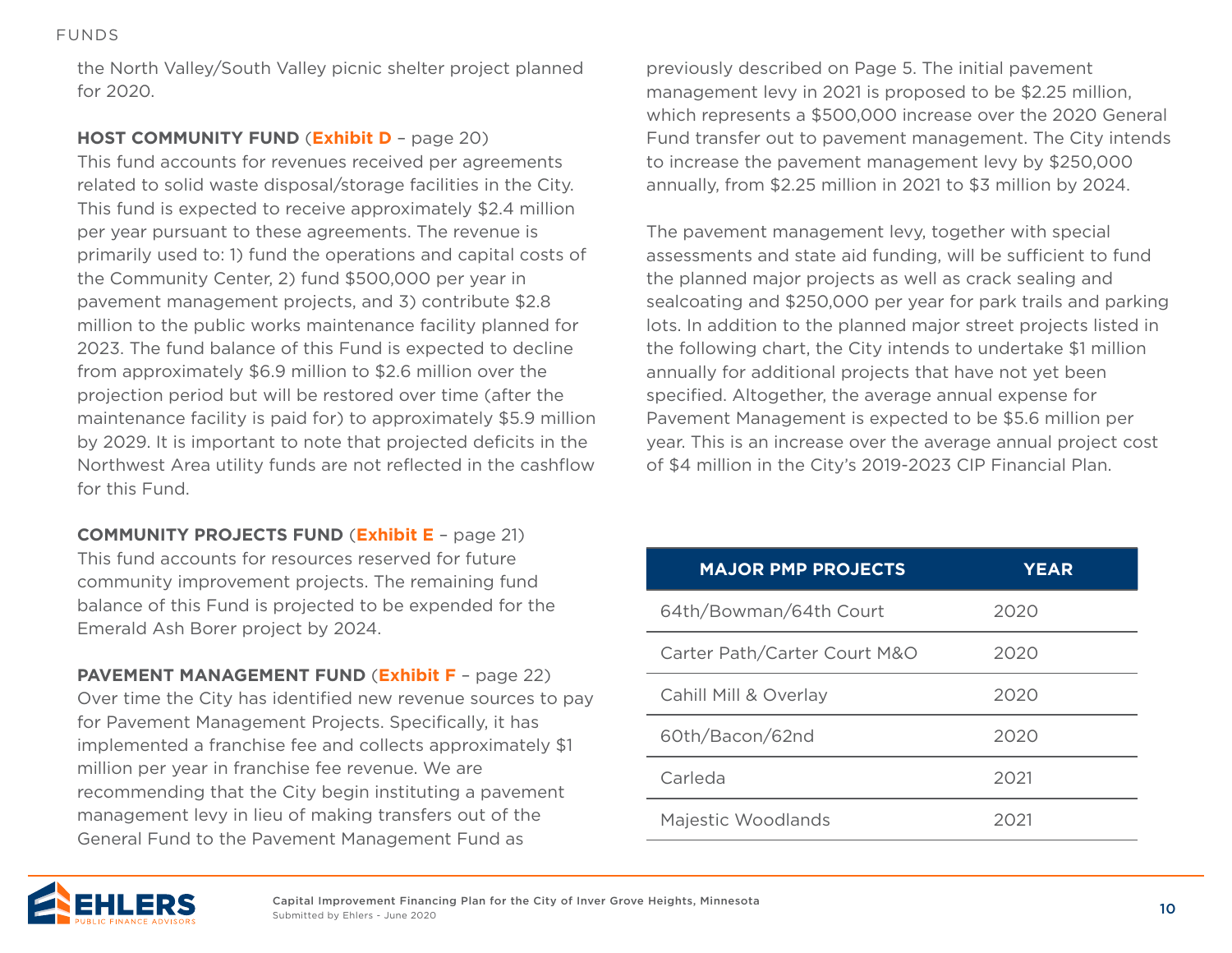the North Valley/South Valley picnic shelter project planned for 2020.

**HOST COMMUNITY FUND** (**Exhibit D** – page 20)
This fund accounts for revenues received per agreements related to solid waste disposal/storage facilities in the City. This fund is expected to receive approximately $2.4 million per year pursuant to these agreements. The revenue is primarily used to: 1) fund the operations and capital costs of the Community Center, 2) fund $500,000 per year in pavement management projects, and 3) contribute $2.8 million to the public works maintenance facility planned for 2023. The fund balance of this Fund is expected to decline from approximately $6.9 million to $2.6 million over the projection period but will be restored over time (after the maintenance facility is paid for) to approximately $5.9 million by 2029. It is important to note that projected deficits in the Northwest Area utility funds are not reflected in the cashflow for this Fund.

**COMMUNITY PROJECTS FUND** (**Exhibit E** – page 21)
This fund accounts for resources reserved for future community improvement projects. The remaining fund balance of this Fund is projected to be expended for the Emerald Ash Borer project by 2024.

**PAVEMENT MANAGEMENT FUND** (**Exhibit F** – page 22)
Over time the City has identified new revenue sources to pay for Pavement Management Projects. Specifically, it has implemented a franchise fee and collects approximately $1 million per year in franchise fee revenue. We are recommending that the City begin instituting a pavement management levy in lieu of making transfers out of the General Fund to the Pavement Management Fund as previously described on Page 5. The initial pavement management levy in 2021 is proposed to be $2.25 million, which represents a $500,000 increase over the 2020 General Fund transfer out to pavement management. The City intends to increase the pavement management levy by $250,000 annually, from $2.25 million in 2021 to $3 million by 2024.

The pavement management levy, together with special assessments and state aid funding, will be sufficient to fund the planned major projects as well as crack sealing and sealcoating and $250,000 per year for park trails and parking lots. In addition to the planned major street projects listed in the following chart, the City intends to undertake $1 million annually for additional projects that have not yet been specified. Altogether, the average annual expense for Pavement Management is expected to be $5.6 million per year. This is an increase over the average annual project cost of $4 million in the City's 2019-2023 CIP Financial Plan.

| MAJOR PMP PROJECTS | YEAR |
|---|---|
| 64th/Bowman/64th Court | 2020 |
| Carter Path/Carter Court M&O | 2020 |
| Cahill Mill & Overlay | 2020 |
| 60th/Bacon/62nd | 2020 |
| Carleda | 2021 |
| Majestic Woodlands | 2021 |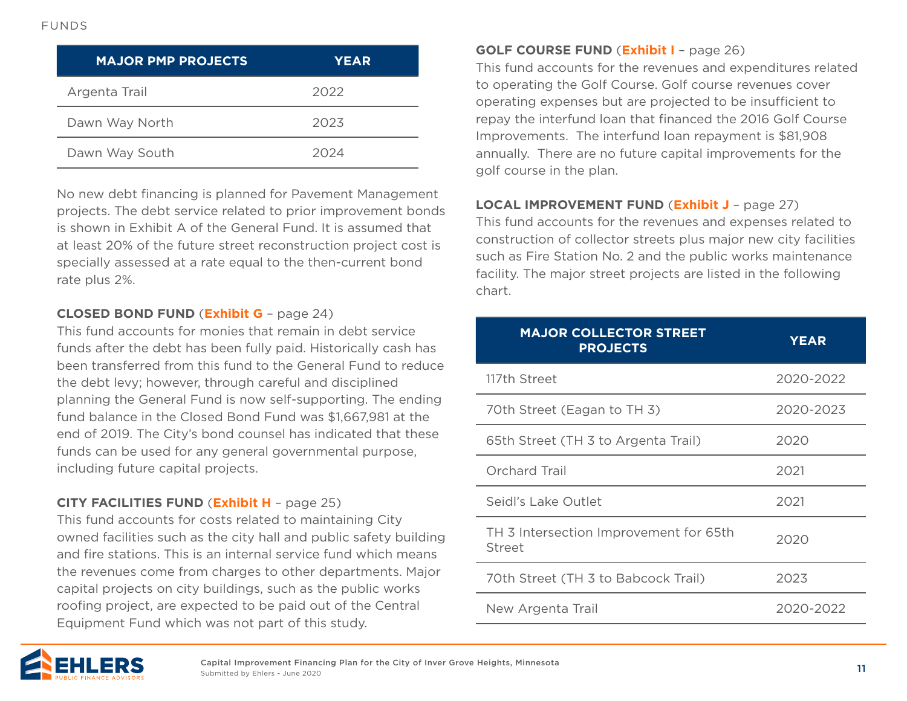| MAJOR PMP PROJECTS | YEAR |
| --- | --- |
| Argenta Trail | 2022 |
| Dawn Way North | 2023 |
| Dawn Way South | 2024 |

No new debt financing is planned for Pavement Management projects. The debt service related to prior improvement bonds is shown in Exhibit A of the General Fund. It is assumed that at least 20% of the future street reconstruction project cost is specially assessed at a rate equal to the then-current bond rate plus 2%.

**CLOSED BOND FUND** (**Exhibit G** – page 24)
This fund accounts for monies that remain in debt service funds after the debt has been fully paid. Historically cash has been transferred from this fund to the General Fund to reduce the debt levy; however, through careful and disciplined planning the General Fund is now self-supporting. The ending fund balance in the Closed Bond Fund was $1,667,981 at the end of 2019. The City's bond counsel has indicated that these funds can be used for any general governmental purpose, including future capital projects.

**CITY FACILITIES FUND** (**Exhibit H** – page 25)
This fund accounts for costs related to maintaining City owned facilities such as the city hall and public safety building and fire stations. This is an internal service fund which means the revenues come from charges to other departments. Major capital projects on city buildings, such as the public works roofing project, are expected to be paid out of the Central Equipment Fund which was not part of this study.

**GOLF COURSE FUND** (**Exhibit I** – page 26)
This fund accounts for the revenues and expenditures related to operating the Golf Course. Golf course revenues cover operating expenses but are projected to be insufficient to repay the interfund loan that financed the 2016 Golf Course Improvements. The interfund loan repayment is $81,908 annually. There are no future capital improvements for the golf course in the plan.

**LOCAL IMPROVEMENT FUND** (**Exhibit J** – page 27)
This fund accounts for the revenues and expenses related to construction of collector streets plus major new city facilities such as Fire Station No. 2 and the public works maintenance facility. The major street projects are listed in the following chart.

| MAJOR COLLECTOR STREET PROJECTS | YEAR |
| --- | --- |
| 117th Street | 2020-2022 |
| 70th Street (Eagan to TH 3) | 2020-2023 |
| 65th Street (TH 3 to Argenta Trail) | 2020 |
| Orchard Trail | 2021 |
| Seidl's Lake Outlet | 2021 |
| TH 3 Intersection Improvement for 65th Street | 2020 |
| 70th Street (TH 3 to Babcock Trail) | 2023 |
| New Argenta Trail | 2020-2022 |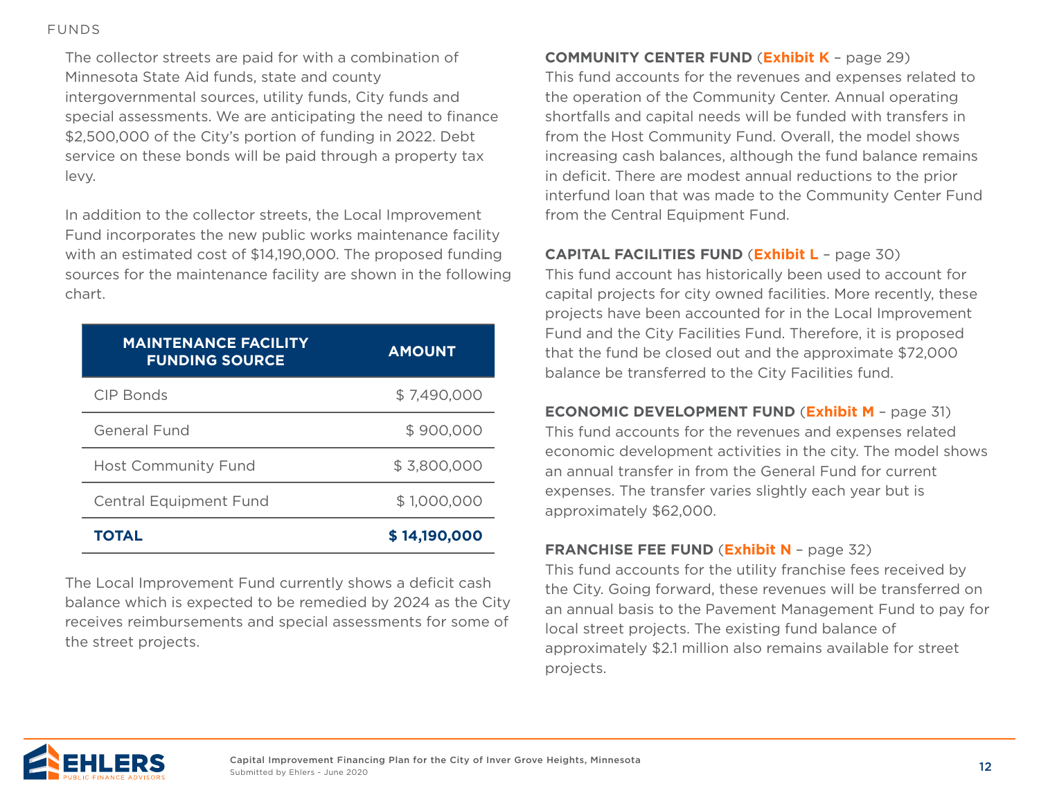The collector streets are paid for with a combination of Minnesota State Aid funds, state and county intergovernmental sources, utility funds, City funds and special assessments. We are anticipating the need to finance $2,500,000 of the City's portion of funding in 2022. Debt service on these bonds will be paid through a property tax levy.

In addition to the collector streets, the Local Improvement Fund incorporates the new public works maintenance facility with an estimated cost of $14,190,000. The proposed funding sources for the maintenance facility are shown in the following chart.

| MAINTENANCE FACILITY FUNDING SOURCE | AMOUNT |
|---|---|
| CIP Bonds | $ 7,490,000 |
| General Fund | $ 900,000 |
| Host Community Fund | $ 3,800,000 |
| Central Equipment Fund | $ 1,000,000 |
| **TOTAL** | **$ 14,190,000** |

The Local Improvement Fund currently shows a deficit cash balance which is expected to be remedied by 2024 as the City receives reimbursements and special assessments for some of the street projects.

**COMMUNITY CENTER FUND (Exhibit K – page 29)**
This fund accounts for the revenues and expenses related to the operation of the Community Center. Annual operating shortfalls and capital needs will be funded with transfers in from the Host Community Fund. Overall, the model shows increasing cash balances, although the fund balance remains in deficit. There are modest annual reductions to the prior interfund loan that was made to the Community Center Fund from the Central Equipment Fund.

**CAPITAL FACILITIES FUND (Exhibit L – page 30)**
This fund account has historically been used to account for capital projects for city owned facilities. More recently, these projects have been accounted for in the Local Improvement Fund and the City Facilities Fund. Therefore, it is proposed that the fund be closed out and the approximate $72,000 balance be transferred to the City Facilities fund.

**ECONOMIC DEVELOPMENT FUND (Exhibit M – page 31)**
This fund accounts for the revenues and expenses related economic development activities in the city. The model shows an annual transfer in from the General Fund for current expenses. The transfer varies slightly each year but is approximately $62,000.

**FRANCHISE FEE FUND (Exhibit N – page 32)**
This fund accounts for the utility franchise fees received by the City. Going forward, these revenues will be transferred on an annual basis to the Pavement Management Fund to pay for local street projects. The existing fund balance of approximately $2.1 million also remains available for street projects.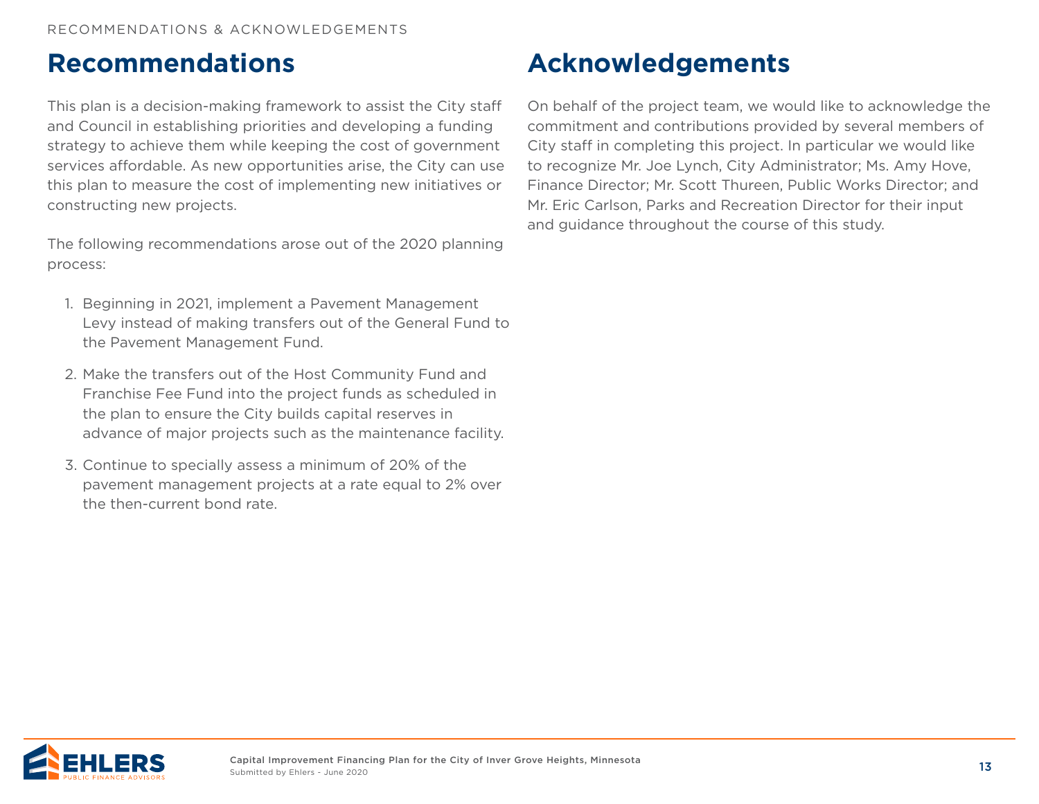# Recommendations

This plan is a decision-making framework to assist the City staff and Council in establishing priorities and developing a funding strategy to achieve them while keeping the cost of government services affordable. As new opportunities arise, the City can use this plan to measure the cost of implementing new initiatives or constructing new projects.

The following recommendations arose out of the 2020 planning process:

1. Beginning in 2021, implement a Pavement Management Levy instead of making transfers out of the General Fund to the Pavement Management Fund.
2. Make the transfers out of the Host Community Fund and Franchise Fee Fund into the project funds as scheduled in the plan to ensure the City builds capital reserves in advance of major projects such as the maintenance facility.
3. Continue to specially assess a minimum of 20% of the pavement management projects at a rate equal to 2% over the then-current bond rate.

# Acknowledgements

On behalf of the project team, we would like to acknowledge the commitment and contributions provided by several members of City staff in completing this project. In particular we would like to recognize Mr. Joe Lynch, City Administrator; Ms. Amy Hove, Finance Director; Mr. Scott Thureen, Public Works Director; and Mr. Eric Carlson, Parks and Recreation Director for their input and guidance throughout the course of this study.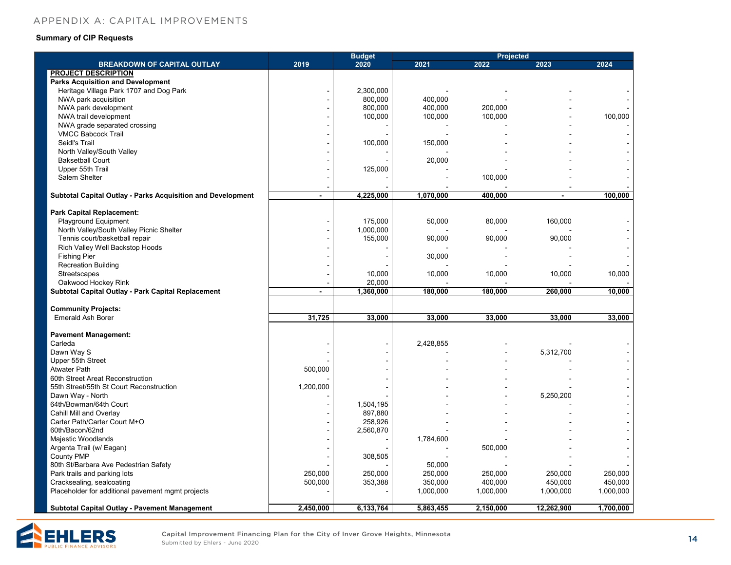APPENDIX A: CAPITAL IMPROVEMENTS

**Summary of CIP Requests**

| BREAKDOWN OF CAPITAL OUTLAY | 2019 | Budget 2020 | Projected 2021 | 2022 | 2023 | 2024 |
|---|---|---|---|---|---|---|
| **PROJECT DESCRIPTION** | | | | | | |
| **Parks Acquisition and Development** | | | | | | |
| Heritage Village Park 1707 and Dog Park | - | 2,300,000 | - | - | - | - |
| NWA park acquisition | - | 800,000 | 400,000 | - | - | - |
| NWA park development | - | 800,000 | 400,000 | 200,000 | - | - |
| NWA trail development | - | 100,000 | 100,000 | 100,000 | - | 100,000 |
| NWA grade separated crossing | - | - | - | - | - | - |
| VMCC Babcock Trail | - | - | - | - | - | - |
| Seidl's Trail | - | 100,000 | 150,000 | - | - | - |
| North Valley/South Valley | - | - | - | - | - | - |
| Baksetball Court | - | - | 20,000 | - | - | - |
| Upper 55th Trail | - | 125,000 | - | - | - | - |
| Salem Shelter | - | - | - | 100,000 | - | - |
| | - | - | - | - | - | - |
| **Subtotal Capital Outlay - Parks Acquisition and Development** | **-** | **4,225,000** | **1,070,000** | **400,000** | **-** | **100,000** |
| **Park Capital Replacement:** | | | | | | |
| Playground Equipment | - | 175,000 | 50,000 | 80,000 | 160,000 | - |
| North Valley/South Valley Picnic Shelter | - | 1,000,000 | - | - | - | - |
| Tennis court/basketball repair | - | 155,000 | 90,000 | 90,000 | 90,000 | - |
| Rich Valley Well Backstop Hoods | - | - | - | - | - | - |
| Fishing Pier | - | - | 30,000 | - | - | - |
| Recreation Building | - | - | - | - | - | - |
| Streetscapes | - | 10,000 | 10,000 | 10,000 | 10,000 | 10,000 |
| Oakwood Hockey Rink | - | 20,000 | - | - | - | - |
| **Subtotal Capital Outlay - Park Capital Replacement** | **-** | **1,360,000** | **180,000** | **180,000** | **260,000** | **10,000** |
| **Community Projects:** | | | | | | |
| Emerald Ash Borer | **31,725** | **33,000** | **33,000** | **33,000** | **33,000** | **33,000** |
| **Pavement Management:** | | | | | | |
| Carleda | - | - | 2,428,855 | - | - | - |
| Dawn Way S | - | - | - | - | 5,312,700 | - |
| Upper 55th Street | - | - | - | - | - | - |
| Atwater Path | 500,000 | - | - | - | - | - |
| 60th Street Areat Reconstruction | - | - | - | - | - | - |
| 55th Street/55th St Court Reconstruction | 1,200,000 | - | - | - | - | - |
| Dawn Way - North | - | - | - | - | 5,250,200 | - |
| 64th/Bowman/64th Court | - | 1,504,195 | - | - | - | - |
| Cahill Mill and Overlay | - | 897,880 | - | - | - | - |
| Carter Path/Carter Court M+O | - | 258,926 | - | - | - | - |
| 60th/Bacon/62nd | - | 2,560,870 | - | - | - | - |
| Majestic Woodlands | - | - | 1,784,600 | - | - | - |
| Argenta Trail (w/ Eagan) | - | - | - | 500,000 | - | - |
| County PMP | - | 308,505 | - | - | - | - |
| 80th St/Barbara Ave Pedestrian Safety | - | - | 50,000 | - | - | - |
| Park trails and parking lots | 250,000 | 250,000 | 250,000 | 250,000 | 250,000 | 250,000 |
| Cracksealing, sealcoating | 500,000 | 353,388 | 350,000 | 400,000 | 450,000 | 450,000 |
| Placeholder for additional pavement mgmt projects | - | - | 1,000,000 | 1,000,000 | 1,000,000 | 1,000,000 |
| **Subtotal Capital Outlay - Pavement Management** | **2,450,000** | **6,133,764** | **5,863,455** | **2,150,000** | **12,262,900** | **1,700,000** |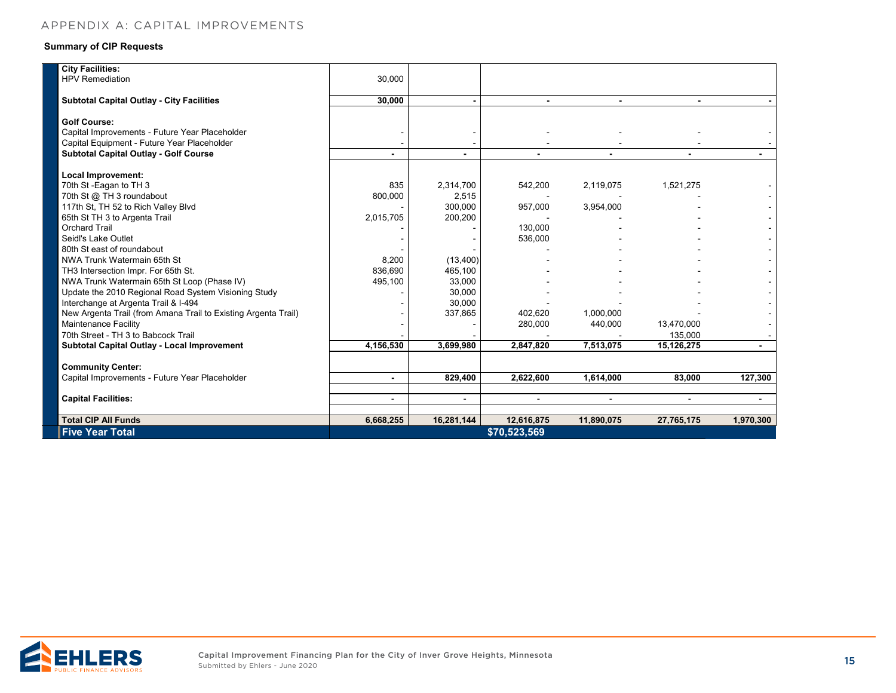APPENDIX A: CAPITAL IMPROVEMENTS

**Summary of CIP Requests**

| | | | | | | |
|---|---|---|---|---|---|---|
| **City Facilities:** | | | | | | |
| HPV Remediation | 30,000 | | | | | |
| **Subtotal Capital Outlay - City Facilities** | **30,000** | **-** | **-** | **-** | **-** | **-** |
| **Golf Course:** | | | | | | |
| Capital Improvements - Future Year Placeholder | - | - | - | - | - | - |
| Capital Equipment - Future Year Placeholder | - | - | - | - | - | - |
| **Subtotal Capital Outlay - Golf Course** | **-** | **-** | **-** | **-** | **-** | **-** |
| **Local Improvement:** | | | | | | |
| 70th St -Eagan to TH 3 | 835 | 2,314,700 | 542,200 | 2,119,075 | 1,521,275 | - |
| 70th St @ TH 3 roundabout | 800,000 | 2,515 | - | - | - | - |
| 117th St, TH 52 to Rich Valley Blvd | - | 300,000 | 957,000 | 3,954,000 | - | - |
| 65th St TH 3 to Argenta Trail | 2,015,705 | 200,200 | - | - | - | - |
| Orchard Trail | - | - | 130,000 | - | - | - |
| Seidl's Lake Outlet | - | - | 536,000 | - | - | - |
| 80th St east of roundabout | - | - | - | - | - | - |
| NWA Trunk Watermain 65th St | 8,200 | (13,400) | - | - | - | - |
| TH3 Intersection Impr. For 65th St. | 836,690 | 465,100 | - | - | - | - |
| NWA Trunk Watermain 65th St Loop (Phase IV) | 495,100 | 33,000 | - | - | - | - |
| Update the 2010 Regional Road System Visioning Study | - | 30,000 | - | - | - | - |
| Interchange at Argenta Trail & I-494 | - | 30,000 | - | - | - | - |
| New Argenta Trail (from Amana Trail to Existing Argenta Trail) | - | 337,865 | 402,620 | 1,000,000 | - | - |
| Maintenance Facility | - | - | 280,000 | 440,000 | 13,470,000 | - |
| 70th Street - TH 3 to Babcock Trail | - | - | - | - | 135,000 | - |
| **Subtotal Capital Outlay - Local Improvement** | **4,156,530** | **3,699,980** | **2,847,820** | **7,513,075** | **15,126,275** | **-** |
| **Community Center:** | | | | | | |
| Capital Improvements - Future Year Placeholder | **-** | **829,400** | **2,622,600** | **1,614,000** | **83,000** | **127,300** |
| **Capital Facilities:** | - | - | - | - | - | - |
| **Total CIP All Funds** | **6,668,255** | **16,281,144** | **12,616,875** | **11,890,075** | **27,765,175** | **1,970,300** |
| **Five Year Total** | | | **$70,523,569** | | | |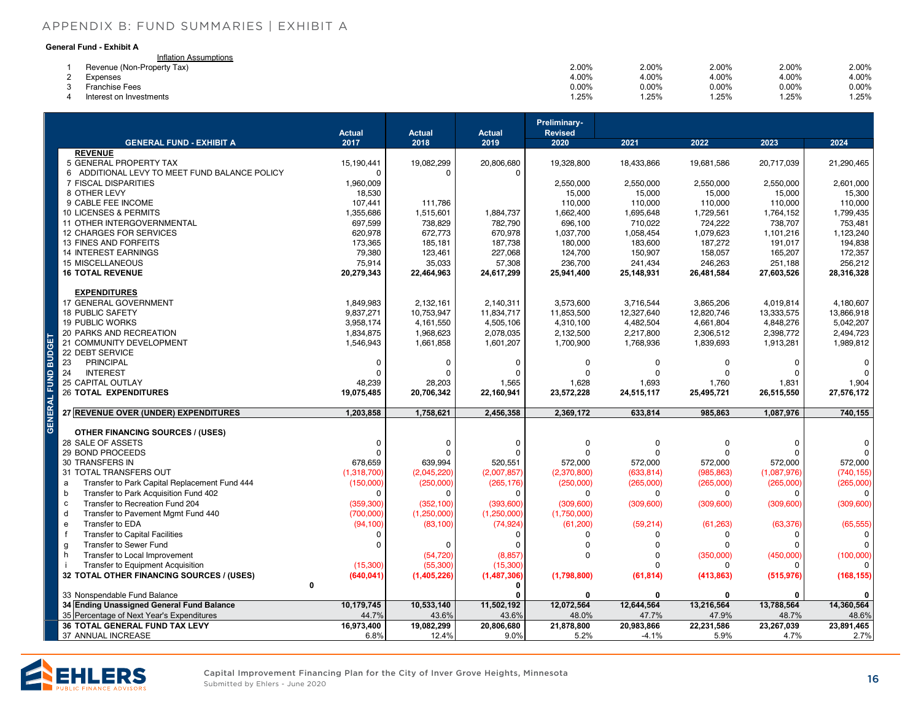# APPENDIX B: FUND SUMMARIES | EXHIBIT A

**General Fund - Exhibit A**

| | Inflation Assumptions | | | | | |
|---|---|---|---|---|---|---|
| 1 | Revenue (Non-Property Tax) | 2.00% | 2.00% | 2.00% | 2.00% | 2.00% |
| 2 | Expenses | 4.00% | 4.00% | 4.00% | 4.00% | 4.00% |
| 3 | Franchise Fees | 0.00% | 0.00% | 0.00% | 0.00% | 0.00% |
| 4 | Interest on Investments | 1.25% | 1.25% | 1.25% | 1.25% | 1.25% |

GENERAL FUND BUDGET

| GENERAL FUND - EXHIBIT A | Actual 2017 | Actual 2018 | Actual 2019 | Preliminary-Revised 2020 | 2021 | 2022 | 2023 | 2024 |
|---|---|---|---|---|---|---|---|---|
| **REVENUE** | | | | | | | | |
| 5 GENERAL PROPERTY TAX | 15,190,441 | 19,082,299 | 20,806,680 | 19,328,800 | 18,433,866 | 19,681,586 | 20,717,039 | 21,290,465 |
| 6 ADDITIONAL LEVY TO MEET FUND BALANCE POLICY | 0 | 0 | 0 | | | | | |
| 7 FISCAL DISPARITIES | 1,960,009 | | | 2,550,000 | 2,550,000 | 2,550,000 | 2,550,000 | 2,601,000 |
| 8 OTHER LEVY | 18,530 | | | 15,000 | 15,000 | 15,000 | 15,000 | 15,300 |
| 9 CABLE FEE INCOME | 107,441 | 111,786 | | 110,000 | 110,000 | 110,000 | 110,000 | 110,000 |
| 10 LICENSES & PERMITS | 1,355,686 | 1,515,601 | 1,884,737 | 1,662,400 | 1,695,648 | 1,729,561 | 1,764,152 | 1,799,435 |
| 11 OTHER INTERGOVERNMENTAL | 697,599 | 738,829 | 782,790 | 696,100 | 710,022 | 724,222 | 738,707 | 753,481 |
| 12 CHARGES FOR SERVICES | 620,978 | 672,773 | 670,978 | 1,037,700 | 1,058,454 | 1,079,623 | 1,101,216 | 1,123,240 |
| 13 FINES AND FORFEITS | 173,365 | 185,181 | 187,738 | 180,000 | 183,600 | 187,272 | 191,017 | 194,838 |
| 14 INTEREST EARNINGS | 79,380 | 123,461 | 227,068 | 124,700 | 150,907 | 158,057 | 165,207 | 172,357 |
| 15 MISCELLANEOUS | 75,914 | 35,033 | 57,308 | 236,700 | 241,434 | 246,263 | 251,188 | 256,212 |
| **16 TOTAL REVENUE** | **20,279,343** | **22,464,963** | **24,617,299** | **25,941,400** | **25,148,931** | **26,481,584** | **27,603,526** | **28,316,328** |
| **EXPENDITURES** | | | | | | | | |
| 17 GENERAL GOVERNMENT | 1,849,983 | 2,132,161 | 2,140,311 | 3,573,600 | 3,716,544 | 3,865,206 | 4,019,814 | 4,180,607 |
| 18 PUBLIC SAFETY | 9,837,271 | 10,753,947 | 11,834,717 | 11,853,500 | 12,327,640 | 12,820,746 | 13,333,575 | 13,866,918 |
| 19 PUBLIC WORKS | 3,958,174 | 4,161,550 | 4,505,106 | 4,310,100 | 4,482,504 | 4,661,804 | 4,848,276 | 5,042,207 |
| 20 PARKS AND RECREATION | 1,834,875 | 1,968,623 | 2,078,035 | 2,132,500 | 2,217,800 | 2,306,512 | 2,398,772 | 2,494,723 |
| 21 COMMUNITY DEVELOPMENT | 1,546,943 | 1,661,858 | 1,601,207 | 1,700,900 | 1,768,936 | 1,839,693 | 1,913,281 | 1,989,812 |
| 22 DEBT SERVICE | | | | | | | | |
| 23 PRINCIPAL | 0 | 0 | 0 | 0 | 0 | 0 | 0 | 0 |
| 24 INTEREST | 0 | 0 | 0 | 0 | 0 | 0 | 0 | 0 |
| 25 CAPITAL OUTLAY | 48,239 | 28,203 | 1,565 | 1,628 | 1,693 | 1,760 | 1,831 | 1,904 |
| **26 TOTAL EXPENDITURES** | **19,075,485** | **20,706,342** | **22,160,941** | **23,572,228** | **24,515,117** | **25,495,721** | **26,515,550** | **27,576,172** |
| **27 REVENUE OVER (UNDER) EXPENDITURES** | **1,203,858** | **1,758,621** | **2,456,358** | **2,369,172** | **633,814** | **985,863** | **1,087,976** | **740,155** |
| **OTHER FINANCING SOURCES / (USES)** | | | | | | | | |
| 28 SALE OF ASSETS | 0 | 0 | 0 | 0 | 0 | 0 | 0 | 0 |
| 29 BOND PROCEEDS | 0 | 0 | 0 | 0 | 0 | 0 | 0 | 0 |
| 30 TRANSFERS IN | 678,659 | 639,994 | 520,551 | 572,000 | 572,000 | 572,000 | 572,000 | 572,000 |
| 31 TOTAL TRANSFERS OUT | (1,318,700) | (2,045,220) | (2,007,857) | (2,370,800) | (633,814) | (985,863) | (1,087,976) | (740,155) |
| a Transfer to Park Capital Replacement Fund 444 | (150,000) | (250,000) | (265,176) | (250,000) | (265,000) | (265,000) | (265,000) | (265,000) |
| b Transfer to Park Acquisition Fund 402 | 0 | 0 | 0 | 0 | 0 | 0 | 0 | 0 |
| c Transfer to Recreation Fund 204 | (359,300) | (352,100) | (393,600) | (309,600) | (309,600) | (309,600) | (309,600) | (309,600) |
| d Transfer to Pavement Mgmt Fund 440 | (700,000) | (1,250,000) | (1,250,000) | (1,750,000) | | | | |
| e Transfer to EDA | (94,100) | (83,100) | (74,924) | (61,200) | (59,214) | (61,263) | (63,376) | (65,555) |
| f Transfer to Capital Facilities | 0 | | 0 | 0 | 0 | 0 | 0 | 0 |
| g Transfer to Sewer Fund | 0 | 0 | 0 | 0 | 0 | 0 | 0 | 0 |
| h Transfer to Local Improvement | | (54,720) | (8,857) | 0 | 0 | (350,000) | (450,000) | (100,000) |
| i Transfer to Equipment Acquisition | (15,300) | (55,300) | (15,300) | | 0 | 0 | 0 | 0 |
| **32 TOTAL OTHER FINANCING SOURCES / (USES)** | **(640,041)** | **(1,405,226)** | **(1,487,306)** | **(1,798,800)** | **(61,814)** | **(413,863)** | **(515,976)** | **(168,155)** |
| | **0** | | **0** | | | | | |
| 33 Nonspendable Fund Balance | | | **0** | **0** | **0** | **0** | **0** | **0** |
| **34 Ending Unassigned General Fund Balance** | **10,179,745** | **10,533,140** | **11,502,192** | **12,072,564** | **12,644,564** | **13,216,564** | **13,788,564** | **14,360,564** |
| 35 Percentage of Next Year's Expenditures | 44.7% | 43.6% | 43.6% | 48.0% | 47.7% | 47.9% | 48.7% | 48.6% |
| **36 TOTAL GENERAL FUND TAX LEVY** | **16,973,400** | **19,082,299** | **20,806,680** | **21,878,800** | **20,983,866** | **22,231,586** | **23,267,039** | **23,891,465** |
| 37 ANNUAL INCREASE | 6.8% | 12.4% | 9.0% | 5.2% | -4.1% | 5.9% | 4.7% | 2.7% |

Capital Improvement Financing Plan for the City of Inver Grove Heights, Minnesota
Submitted by Ehlers - June 2020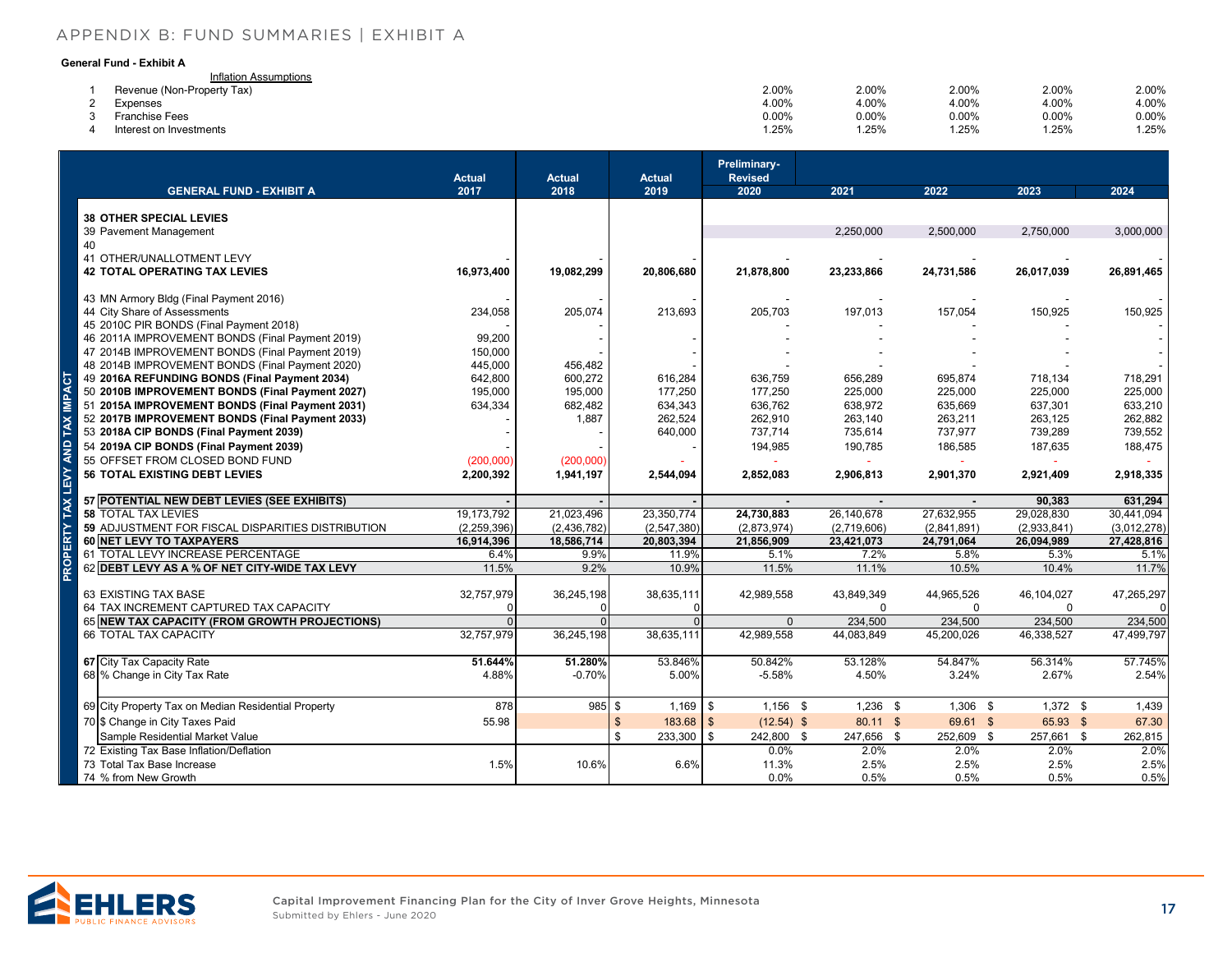# APPENDIX B: FUND SUMMARIES | EXHIBIT A

**General Fund - Exhibit A**

| | Inflation Assumptions | | | | | |
|---|---|---|---|---|---|---|
| 1 | Revenue (Non-Property Tax) | 2.00% | 2.00% | 2.00% | 2.00% | 2.00% |
| 2 | Expenses | 4.00% | 4.00% | 4.00% | 4.00% | 4.00% |
| 3 | Franchise Fees | 0.00% | 0.00% | 0.00% | 0.00% | 0.00% |
| 4 | Interest on Investments | 1.25% | 1.25% | 1.25% | 1.25% | 1.25% |

PROPERTY TAX LEVY AND TAX IMPACT

| GENERAL FUND - EXHIBIT A | Actual 2017 | Actual 2018 | Actual 2019 | Preliminary-Revised 2020 | 2021 | 2022 | 2023 | 2024 |
|---|---|---|---|---|---|---|---|---|
| **38 OTHER SPECIAL LEVIES** | | | | | | | | |
| 39 Pavement Management | | | | | 2,250,000 | 2,500,000 | 2,750,000 | 3,000,000 |
| 40 | | | | | | | | |
| 41 OTHER/UNALLOTMENT LEVY | - | - | - | - | - | - | - | - |
| **42 TOTAL OPERATING TAX LEVIES** | **16,973,400** | **19,082,299** | **20,806,680** | **21,878,800** | **23,233,866** | **24,731,586** | **26,017,039** | **26,891,465** |
| 43 MN Armory Bldg (Final Payment 2016) | - | - | - | - | - | - | - | - |
| 44 City Share of Assessments | 234,058 | 205,074 | 213,693 | 205,703 | 197,013 | 157,054 | 150,925 | 150,925 |
| 45 2010C PIR BONDS (Final Payment 2018) | - | - | - | - | - | - | - | - |
| 46 2011A IMPROVEMENT BONDS (Final Payment 2019) | 99,200 | - | - | - | - | - | - | - |
| 47 2014B IMPROVEMENT BONDS (Final Payment 2019) | 150,000 | - | - | - | - | - | - | - |
| 48 2014B IMPROVEMENT BONDS (Final Payment 2020) | 445,000 | 456,482 | - | - | - | - | - | - |
| **49 2016A REFUNDING BONDS (Final Payment 2034)** | 642,800 | 600,272 | 616,284 | 636,759 | 656,289 | 695,874 | 718,134 | 718,291 |
| **50 2010B IMPROVEMENT BONDS (Final Payment 2027)** | 195,000 | 195,000 | 177,250 | 177,250 | 225,000 | 225,000 | 225,000 | 225,000 |
| **51 2015A IMPROVEMENT BONDS (Final Payment 2031)** | 634,334 | 682,482 | 634,343 | 636,762 | 638,972 | 635,669 | 637,301 | 633,210 |
| **52 2017B IMPROVEMENT BONDS (Final Payment 2033)** | - | 1,887 | 262,524 | 262,910 | 263,140 | 263,211 | 263,125 | 262,882 |
| **53 2018A CIP BONDS (Final Payment 2039)** | - | - | 640,000 | 737,714 | 735,614 | 737,977 | 739,289 | 739,552 |
| **54 2019A CIP BONDS (Final Payment 2039)** | - | - | - | 194,985 | 190,785 | 186,585 | 187,635 | 188,475 |
| 55 OFFSET FROM CLOSED BOND FUND | (200,000) | (200,000) | - | - | - | - | - | - |
| **56 TOTAL EXISTING DEBT LEVIES** | **2,200,392** | **1,941,197** | **2,544,094** | **2,852,083** | **2,906,813** | **2,901,370** | **2,921,409** | **2,918,335** |
| **57 POTENTIAL NEW DEBT LEVIES (SEE EXHIBITS)** | **-** | **-** | **-** | **-** | **-** | **-** | **90,383** | **631,294** |
| 58 TOTAL TAX LEVIES | 19,173,792 | 21,023,496 | 23,350,774 | **24,730,883** | 26,140,678 | 27,632,955 | 29,028,830 | 30,441,094 |
| 59 ADJUSTMENT FOR FISCAL DISPARITIES DISTRIBUTION | (2,259,396) | (2,436,782) | (2,547,380) | (2,873,974) | (2,719,606) | (2,841,891) | (2,933,841) | (3,012,278) |
| **60 NET LEVY TO TAXPAYERS** | **16,914,396** | **18,586,714** | **20,803,394** | **21,856,909** | **23,421,073** | **24,791,064** | **26,094,989** | **27,428,816** |
| 61 TOTAL LEVY INCREASE PERCENTAGE | 6.4% | 9.9% | 11.9% | 5.1% | 7.2% | 5.8% | 5.3% | 5.1% |
| **62 DEBT LEVY AS A % OF NET CITY-WIDE TAX LEVY** | 11.5% | 9.2% | 10.9% | 11.5% | 11.1% | 10.5% | 10.4% | 11.7% |
| 63 EXISTING TAX BASE | 32,757,979 | 36,245,198 | 38,635,111 | 42,989,558 | 43,849,349 | 44,965,526 | 46,104,027 | 47,265,297 |
| 64 TAX INCREMENT CAPTURED TAX CAPACITY | 0 | 0 | 0 | | 0 | 0 | 0 | 0 |
| **65 NEW TAX CAPACITY (FROM GROWTH PROJECTIONS)** | 0 | 0 | 0 | 0 | 234,500 | 234,500 | 234,500 | 234,500 |
| 66 TOTAL TAX CAPACITY | 32,757,979 | 36,245,198 | 38,635,111 | 42,989,558 | 44,083,849 | 45,200,026 | 46,338,527 | 47,499,797 |
| 67 City Tax Capacity Rate | **51.644%** | **51.280%** | 53.846% | 50.842% | 53.128% | 54.847% | 56.314% | 57.745% |
| 68 % Change in City Tax Rate | 4.88% | -0.70% | 5.00% | -5.58% | 4.50% | 3.24% | 2.67% | 2.54% |
| 69 City Property Tax on Median Residential Property | 878 | 985 | $ 1,169 | $ 1,156 | $ 1,236 | $ 1,306 | $ 1,372 | $ 1,439 |
| 70 $ Change in City Taxes Paid | 55.98 | | $ 183.68 | $ (12.54) | $ 80.11 | $ 69.61 | $ 65.93 | $ 67.30 |
| Sample Residential Market Value | | | $ 233,300 | $ 242,800 | $ 247,656 | $ 252,609 | $ 257,661 | $ 262,815 |
| 72 Existing Tax Base Inflation/Deflation | | | | 0.0% | 2.0% | 2.0% | 2.0% | 2.0% |
| 73 Total Tax Base Increase | 1.5% | 10.6% | 6.6% | 11.3% | 2.5% | 2.5% | 2.5% | 2.5% |
| 74 % from New Growth | | | | 0.0% | 0.5% | 0.5% | 0.5% | 0.5% |

Capital Improvement Financing Plan for the City of Inver Grove Heights, Minnesota
Submitted by Ehlers - June 2020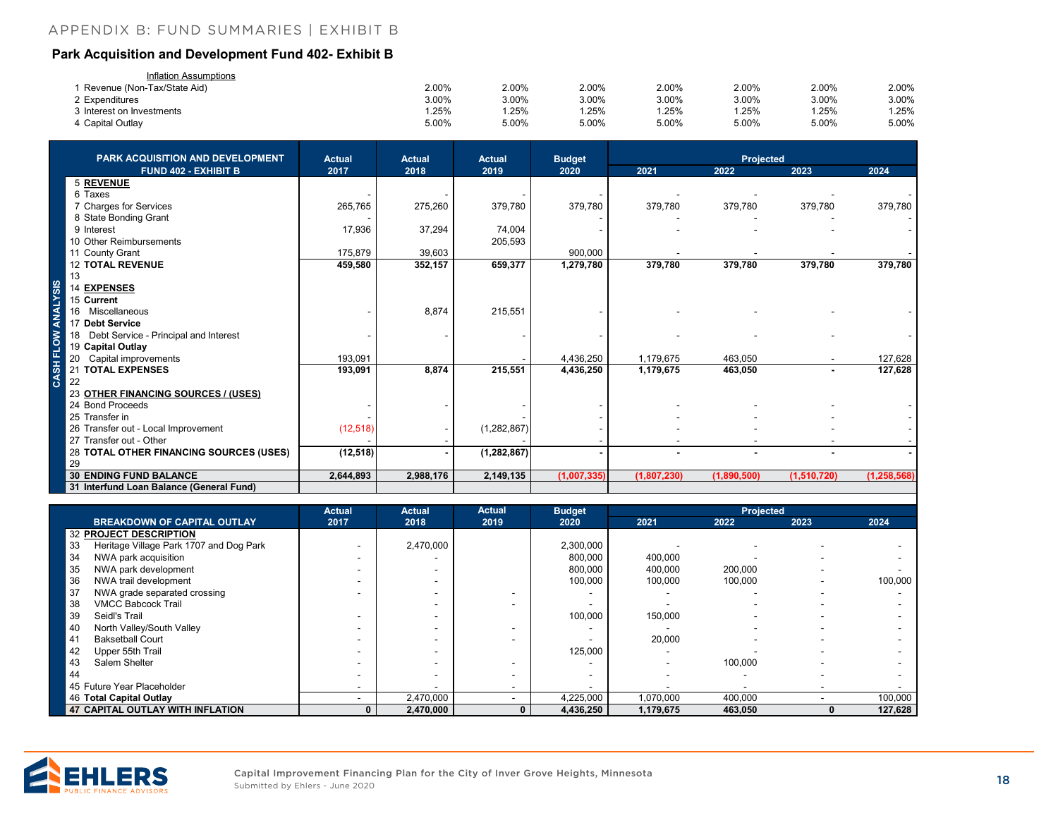APPENDIX B: FUND SUMMARIES | EXHIBIT B

## Park Acquisition and Development Fund 402- Exhibit B

| Inflation Assumptions | | | | | | | |
|---|---|---|---|---|---|---|---|
| 1 Revenue (Non-Tax/State Aid) | 2.00% | 2.00% | 2.00% | 2.00% | 2.00% | 2.00% | 2.00% |
| 2 Expenditures | 3.00% | 3.00% | 3.00% | 3.00% | 3.00% | 3.00% | 3.00% |
| 3 Interest on Investments | 1.25% | 1.25% | 1.25% | 1.25% | 1.25% | 1.25% | 1.25% |
| 4 Capital Outlay | 5.00% | 5.00% | 5.00% | 5.00% | 5.00% | 5.00% | 5.00% |

**CASH FLOW ANALYSIS**

| PARK ACQUISITION AND DEVELOPMENT FUND 402 - EXHIBIT B | Actual 2017 | Actual 2018 | Actual 2019 | Budget 2020 | Projected 2021 | 2022 | 2023 | 2024 |
|---|---|---|---|---|---|---|---|---|
| 5 **REVENUE** | | | | | | | | |
| 6 Taxes | - | - | - | - | - | - | - | - |
| 7 Charges for Services | 265,765 | 275,260 | 379,780 | 379,780 | 379,780 | 379,780 | 379,780 | 379,780 |
| 8 State Bonding Grant | - | | | - | | - | - | - |
| 9 Interest | 17,936 | 37,294 | 74,004 | - | - | - | - | - |
| 10 Other Reimbursements | | | 205,593 | | | | | |
| 11 County Grant | 175,879 | 39,603 | | 900,000 | - | - | - | - |
| 12 **TOTAL REVENUE** | **459,580** | **352,157** | **659,377** | **1,279,780** | **379,780** | **379,780** | **379,780** | **379,780** |
| 13 | | | | | | | | |
| 14 **EXPENSES** | | | | | | | | |
| 15 **Current** | | | | | | | | |
| 16 Miscellaneous | - | 8,874 | 215,551 | - | - | - | - | - |
| 17 **Debt Service** | | | | | | | | |
| 18 Debt Service - Principal and Interest | - | - | - | - | - | - | - | - |
| 19 **Capital Outlay** | | | | | | | | |
| 20 Capital improvements | 193,091 | | - | 4,436,250 | 1,179,675 | 463,050 | - | 127,628 |
| 21 **TOTAL EXPENSES** | **193,091** | **8,874** | **215,551** | **4,436,250** | **1,179,675** | **463,050** | **-** | **127,628** |
| 22 | | | | | | | | |
| 23 **OTHER FINANCING SOURCES / (USES)** | | | | | | | | |
| 24 Bond Proceeds | - | - | - | - | - | - | - | - |
| 25 Transfer in | - | | - | - | - | - | - | - |
| 26 Transfer out - Local Improvement | (12,518) | - | (1,282,867) | - | - | - | - | - |
| 27 Transfer out - Other | - | - | - | - | - | - | - | - |
| 28 **TOTAL OTHER FINANCING SOURCES (USES)** | **(12,518)** | **-** | **(1,282,867)** | **-** | **-** | **-** | **-** | **-** |
| 29 | | | | | | | | |
| 30 **ENDING FUND BALANCE** | **2,644,893** | **2,988,176** | **2,149,135** | **(1,007,335)** | **(1,807,230)** | **(1,890,500)** | **(1,510,720)** | **(1,258,568)** |
| 31 **Interfund Loan Balance (General Fund)** | | | | | | | | |

| BREAKDOWN OF CAPITAL OUTLAY | Actual 2017 | Actual 2018 | Actual 2019 | Budget 2020 | Projected 2021 | 2022 | 2023 | 2024 |
|---|---|---|---|---|---|---|---|---|
| 32 **PROJECT DESCRIPTION** | | | | | | | | |
| 33 Heritage Village Park 1707 and Dog Park | - | 2,470,000 | | 2,300,000 | - | - | - | - |
| 34 NWA park acquisition | - | - | | 800,000 | 400,000 | - | - | - |
| 35 NWA park development | - | - | | 800,000 | 400,000 | 200,000 | - | - |
| 36 NWA trail development | - | - | | 100,000 | 100,000 | 100,000 | - | 100,000 |
| 37 NWA grade separated crossing | - | - | - | - | - | - | - | - |
| 38 VMCC Babcock Trail | | - | - | - | - | - | - | - |
| 39 Seidl's Trail | - | - | | 100,000 | 150,000 | - | - | - |
| 40 North Valley/South Valley | - | - | - | - | - | - | - | - |
| 41 Baksetball Court | - | - | - | - | 20,000 | - | - | - |
| 42 Upper 55th Trail | - | - | | 125,000 | - | - | - | - |
| 43 Salem Shelter | - | - | - | - | - | 100,000 | - | - |
| 44 | - | - | - | - | - | - | - | - |
| 45 Future Year Placeholder | - | - | - | - | - | - | - | - |
| 46 **Total Capital Outlay** | - | 2,470,000 | - | 4,225,000 | 1,070,000 | 400,000 | - | 100,000 |
| 47 **CAPITAL OUTLAY WITH INFLATION** | **0** | **2,470,000** | **0** | **4,436,250** | **1,179,675** | **463,050** | **0** | **127,628** |

Capital Improvement Financing Plan for the City of Inver Grove Heights, Minnesota
Submitted by Ehlers - June 2020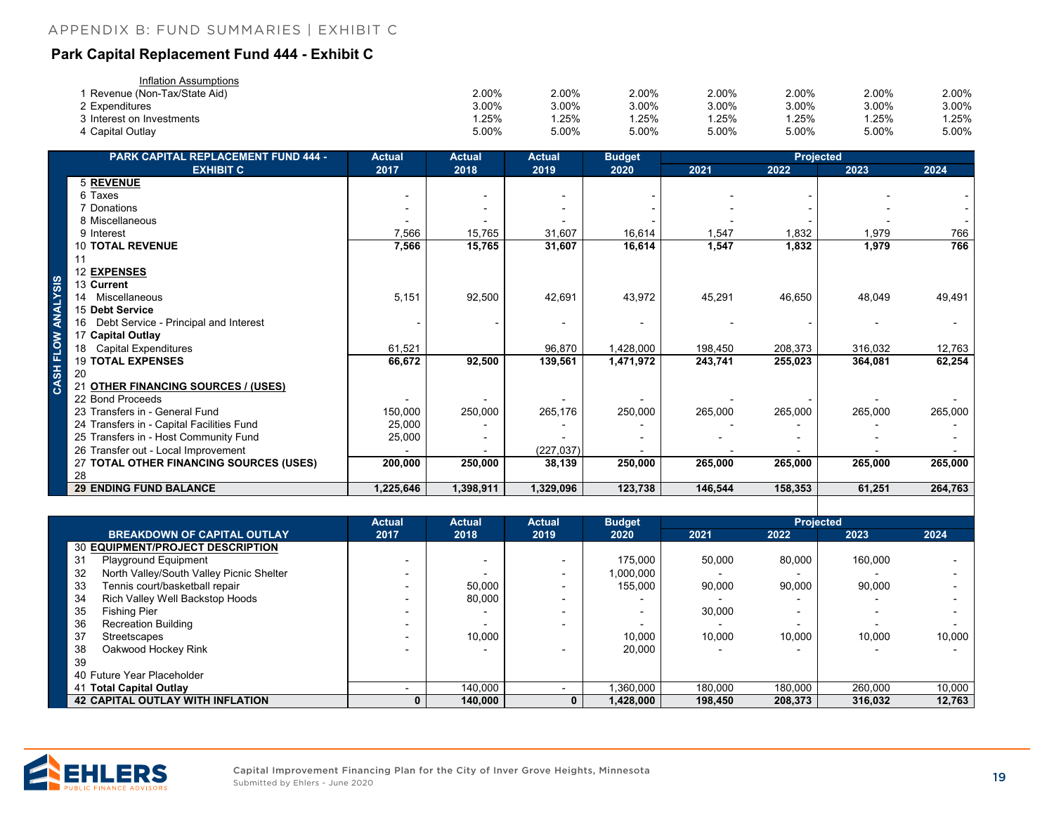## Park Capital Replacement Fund 444 - Exhibit C

| Inflation Assumptions | | | | | | | |
|---|---|---|---|---|---|---|---|
| 1 Revenue (Non-Tax/State Aid) | 2.00% | 2.00% | 2.00% | 2.00% | 2.00% | 2.00% | 2.00% |
| 2 Expenditures | 3.00% | 3.00% | 3.00% | 3.00% | 3.00% | 3.00% | 3.00% |
| 3 Interest on Investments | 1.25% | 1.25% | 1.25% | 1.25% | 1.25% | 1.25% | 1.25% |
| 4 Capital Outlay | 5.00% | 5.00% | 5.00% | 5.00% | 5.00% | 5.00% | 5.00% |

**CASH FLOW ANALYSIS**

| PARK CAPITAL REPLACEMENT FUND 444 - EXHIBIT C | Actual 2017 | Actual 2018 | Actual 2019 | Budget 2020 | Projected 2021 | Projected 2022 | Projected 2023 | Projected 2024 |
|---|---|---|---|---|---|---|---|---|
| 5 **REVENUE** | | | | | | | | |
| 6 Taxes | - | - | - | - | - | - | - | - |
| 7 Donations | - | - | - | - | - | - | - | - |
| 8 Miscellaneous | - | - | - | - | - | - | - | - |
| 9 Interest | 7,566 | 15,765 | 31,607 | 16,614 | 1,547 | 1,832 | 1,979 | 766 |
| 10 **TOTAL REVENUE** | **7,566** | **15,765** | **31,607** | **16,614** | **1,547** | **1,832** | **1,979** | **766** |
| 11 | | | | | | | | |
| 12 **EXPENSES** | | | | | | | | |
| 13 **Current** | | | | | | | | |
| 14 Miscellaneous | 5,151 | 92,500 | 42,691 | 43,972 | 45,291 | 46,650 | 48,049 | 49,491 |
| 15 **Debt Service** | | | | | | | | |
| 16 Debt Service - Principal and Interest | - | - | - | - | - | - | - | - |
| 17 **Capital Outlay** | | | | | | | | |
| 18 Capital Expenditures | 61,521 | | 96,870 | 1,428,000 | 198,450 | 208,373 | 316,032 | 12,763 |
| 19 **TOTAL EXPENSES** | **66,672** | **92,500** | **139,561** | **1,471,972** | **243,741** | **255,023** | **364,081** | **62,254** |
| 20 | | | | | | | | |
| 21 **OTHER FINANCING SOURCES / (USES)** | | | | | | | | |
| 22 Bond Proceeds | - | - | - | - | - | - | - | - |
| 23 Transfers in - General Fund | 150,000 | 250,000 | 265,176 | 250,000 | 265,000 | 265,000 | 265,000 | 265,000 |
| 24 Transfers in - Capital Facilities Fund | 25,000 | - | - | - | - | - | - | - |
| 25 Transfers in - Host Community Fund | 25,000 | - | - | - | - | - | - | - |
| 26 Transfer out - Local Improvement | - | - | (227,037) | - | - | - | - | - |
| 27 **TOTAL OTHER FINANCING SOURCES (USES)** | **200,000** | **250,000** | **38,139** | **250,000** | **265,000** | **265,000** | **265,000** | **265,000** |
| 28 | | | | | | | | |
| 29 **ENDING FUND BALANCE** | **1,225,646** | **1,398,911** | **1,329,096** | **123,738** | **146,544** | **158,353** | **61,251** | **264,763** |

| BREAKDOWN OF CAPITAL OUTLAY | Actual 2017 | Actual 2018 | Actual 2019 | Budget 2020 | Projected 2021 | Projected 2022 | Projected 2023 | Projected 2024 |
|---|---|---|---|---|---|---|---|---|
| 30 **EQUIPMENT/PROJECT DESCRIPTION** | | | | | | | | |
| 31 Playground Equipment | - | - | - | 175,000 | 50,000 | 80,000 | 160,000 | - |
| 32 North Valley/South Valley Picnic Shelter | - | - | - | 1,000,000 | - | - | - | - |
| 33 Tennis court/basketball repair | - | 50,000 | - | 155,000 | 90,000 | 90,000 | 90,000 | - |
| 34 Rich Valley Well Backstop Hoods | - | 80,000 | - | - | - | - | - | - |
| 35 Fishing Pier | - | - | - | - | 30,000 | - | - | - |
| 36 Recreation Building | - | - | - | - | - | - | - | - |
| 37 Streetscapes | - | 10,000 | | 10,000 | 10,000 | 10,000 | 10,000 | 10,000 |
| 38 Oakwood Hockey Rink | - | - | - | 20,000 | - | - | - | - |
| 39 | | | | | | | | |
| 40 Future Year Placeholder | | | | | | | | |
| 41 **Total Capital Outlay** | - | 140,000 | - | 1,360,000 | 180,000 | 180,000 | 260,000 | 10,000 |
| 42 **CAPITAL OUTLAY WITH INFLATION** | **0** | **140,000** | **0** | **1,428,000** | **198,450** | **208,373** | **316,032** | **12,763** |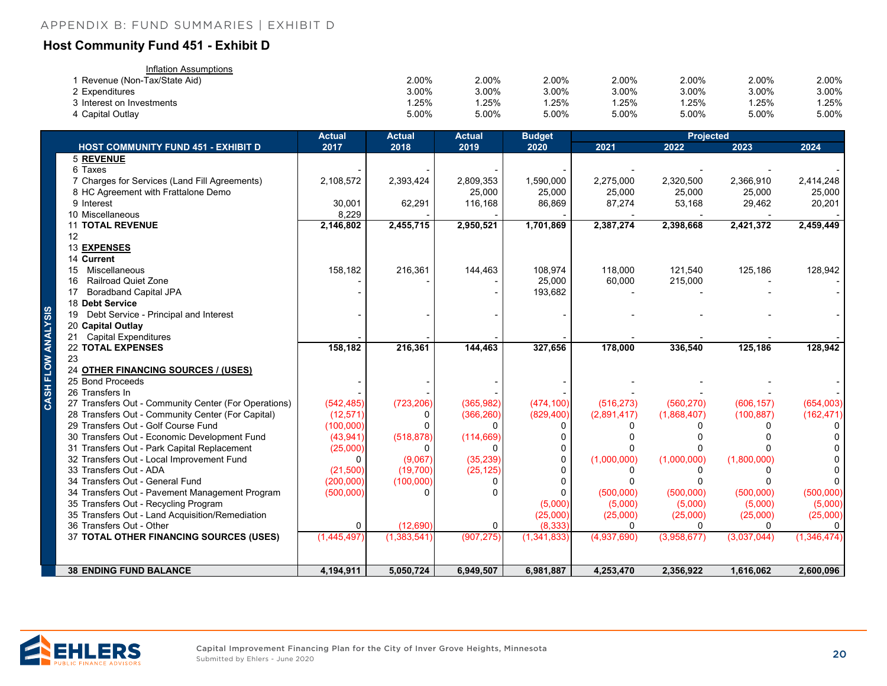## Host Community Fund 451 - Exhibit D

| | Inflation Assumptions | | | | | | | |
|---|---|---|---|---|---|---|---|---|
| 1 | Revenue (Non-Tax/State Aid) | 2.00% | 2.00% | 2.00% | 2.00% | 2.00% | 2.00% | 2.00% |
| 2 | Expenditures | 3.00% | 3.00% | 3.00% | 3.00% | 3.00% | 3.00% | 3.00% |
| 3 | Interest on Investments | 1.25% | 1.25% | 1.25% | 1.25% | 1.25% | 1.25% | 1.25% |
| 4 | Capital Outlay | 5.00% | 5.00% | 5.00% | 5.00% | 5.00% | 5.00% | 5.00% |

| | HOST COMMUNITY FUND 451 - EXHIBIT D | Actual 2017 | Actual 2018 | Actual 2019 | Budget 2020 | Projected 2021 | Projected 2022 | Projected 2023 | Projected 2024 |
|---|---|---|---|---|---|---|---|---|---|
| 5 | **REVENUE** | | | | | | | | |
| 6 | Taxes | - | - | - | - | - | - | - | - |
| 7 | Charges for Services (Land Fill Agreements) | 2,108,572 | 2,393,424 | 2,809,353 | 1,590,000 | 2,275,000 | 2,320,500 | 2,366,910 | 2,414,248 |
| 8 | HC Agreement with Frattalone Demo | | | 25,000 | 25,000 | 25,000 | 25,000 | 25,000 | 25,000 |
| 9 | Interest | 30,001 | 62,291 | 116,168 | 86,869 | 87,274 | 53,168 | 29,462 | 20,201 |
| 10 | Miscellaneous | 8,229 | - | - | - | - | - | - | - |
| 11 | **TOTAL REVENUE** | **2,146,802** | **2,455,715** | **2,950,521** | **1,701,869** | **2,387,274** | **2,398,668** | **2,421,372** | **2,459,449** |
| 12 | | | | | | | | | |
| 13 | **EXPENSES** | | | | | | | | |
| 14 | **Current** | | | | | | | | |
| 15 | Miscellaneous | 158,182 | 216,361 | 144,463 | 108,974 | 118,000 | 121,540 | 125,186 | 128,942 |
| 16 | Railroad Quiet Zone | - | - | - | 25,000 | 60,000 | 215,000 | - | - |
| 17 | Boradband Capital JPA | - | - | - | 193,682 | - | - | - | - |
| 18 | **Debt Service** | | | | | | | | |
| 19 | Debt Service - Principal and Interest | - | - | - | - | - | - | - | - |
| 20 | **Capital Outlay** | | | | | | | | |
| 21 | Capital Expenditures | - | - | - | - | - | - | - | - |
| 22 | **TOTAL EXPENSES** | **158,182** | **216,361** | **144,463** | **327,656** | **178,000** | **336,540** | **125,186** | **128,942** |
| 23 | | | | | | | | | |
| 24 | **OTHER FINANCING SOURCES / (USES)** | | | | | | | | |
| 25 | Bond Proceeds | - | - | - | - | - | - | - | - |
| 26 | Transfers In | - | - | - | - | - | - | - | - |
| 27 | Transfers Out - Community Center (For Operations) | (542,485) | (723,206) | (365,982) | (474,100) | (516,273) | (560,270) | (606,157) | (654,003) |
| 28 | Transfers Out - Community Center (For Capital) | (12,571) | 0 | (366,260) | (829,400) | (2,891,417) | (1,868,407) | (100,887) | (162,471) |
| 29 | Transfers Out - Golf Course Fund | (100,000) | 0 | 0 | 0 | 0 | 0 | 0 | 0 |
| 30 | Transfers Out - Economic Development Fund | (43,941) | (518,878) | (114,669) | 0 | 0 | 0 | 0 | 0 |
| 31 | Transfers Out - Park Capital Replacement | (25,000) | 0 | 0 | 0 | 0 | 0 | 0 | 0 |
| 32 | Transfers Out - Local Improvement Fund | 0 | (9,067) | (35,239) | 0 | (1,000,000) | (1,000,000) | (1,800,000) | 0 |
| 33 | Transfers Out - ADA | (21,500) | (19,700) | (25,125) | 0 | 0 | 0 | 0 | 0 |
| 34 | Transfers Out - General Fund | (200,000) | (100,000) | 0 | 0 | 0 | 0 | 0 | 0 |
| 34 | Transfers Out - Pavement Management Program | (500,000) | 0 | 0 | 0 | (500,000) | (500,000) | (500,000) | (500,000) |
| 35 | Transfers Out - Recycling Program | | | | (5,000) | (5,000) | (5,000) | (5,000) | (5,000) |
| 35 | Transfers Out - Land Acquisition/Remediation | | | | (25,000) | (25,000) | (25,000) | (25,000) | (25,000) |
| 36 | Transfers Out - Other | 0 | (12,690) | 0 | (8,333) | 0 | 0 | 0 | 0 |
| 37 | **TOTAL OTHER FINANCING SOURCES (USES)** | (1,445,497) | (1,383,541) | (907,275) | (1,341,833) | (4,937,690) | (3,958,677) | (3,037,044) | (1,346,474) |
| 38 | **ENDING FUND BALANCE** | **4,194,911** | **5,050,724** | **6,949,507** | **6,981,887** | **4,253,470** | **2,356,922** | **1,616,062** | **2,600,096** |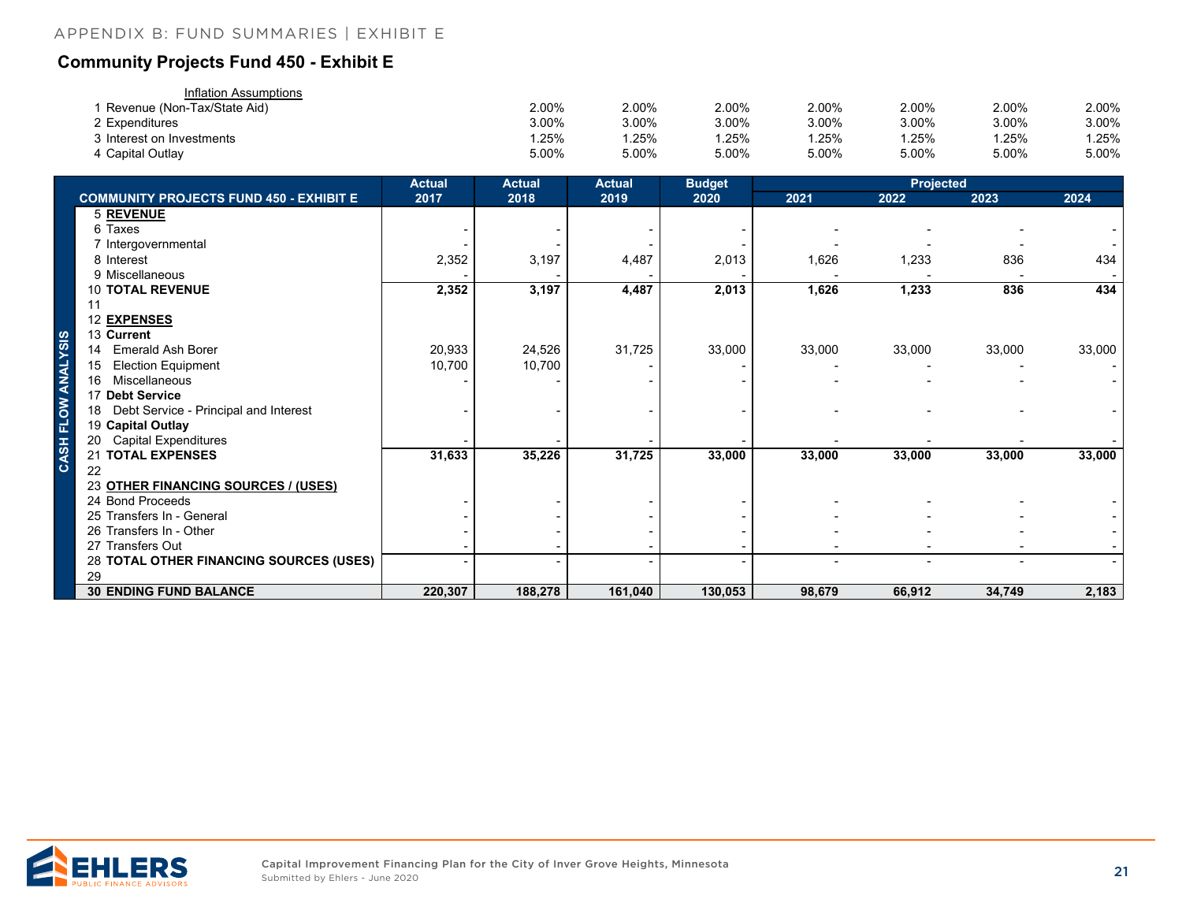## Community Projects Fund 450 - Exhibit E

| Inflation Assumptions | | | | | | | |
|---|---|---|---|---|---|---|---|
| 1 Revenue (Non-Tax/State Aid) | 2.00% | 2.00% | 2.00% | 2.00% | 2.00% | 2.00% | 2.00% |
| 2 Expenditures | 3.00% | 3.00% | 3.00% | 3.00% | 3.00% | 3.00% | 3.00% |
| 3 Interest on Investments | 1.25% | 1.25% | 1.25% | 1.25% | 1.25% | 1.25% | 1.25% |
| 4 Capital Outlay | 5.00% | 5.00% | 5.00% | 5.00% | 5.00% | 5.00% | 5.00% |

**CASH FLOW ANALYSIS**

| | Actual | Actual | Actual | Budget | Projected | | | |
|---|---|---|---|---|---|---|---|---|
| **COMMUNITY PROJECTS FUND 450 - EXHIBIT E** | **2017** | **2018** | **2019** | **2020** | **2021** | **2022** | **2023** | **2024** |
| 5 **REVENUE** | | | | | | | | |
| 6 Taxes | - | - | - | - | - | - | - | - |
| 7 Intergovernmental | - | - | - | - | - | - | - | - |
| 8 Interest | 2,352 | 3,197 | 4,487 | 2,013 | 1,626 | 1,233 | 836 | 434 |
| 9 Miscellaneous | - | - | - | - | - | - | - | - |
| 10 **TOTAL REVENUE** | **2,352** | **3,197** | **4,487** | **2,013** | **1,626** | **1,233** | **836** | **434** |
| 11 | | | | | | | | |
| 12 **EXPENSES** | | | | | | | | |
| 13 **Current** | | | | | | | | |
| 14 Emerald Ash Borer | 20,933 | 24,526 | 31,725 | 33,000 | 33,000 | 33,000 | 33,000 | 33,000 |
| 15 Election Equipment | 10,700 | 10,700 | - | - | - | - | - | - |
| 16 Miscellaneous | - | - | - | - | - | - | - | - |
| 17 **Debt Service** | | | | | | | | |
| 18 Debt Service - Principal and Interest | - | - | - | - | - | - | - | - |
| 19 **Capital Outlay** | | | | | | | | |
| 20 Capital Expenditures | - | - | - | - | - | - | - | - |
| 21 **TOTAL EXPENSES** | **31,633** | **35,226** | **31,725** | **33,000** | **33,000** | **33,000** | **33,000** | **33,000** |
| 22 | | | | | | | | |
| 23 **OTHER FINANCING SOURCES / (USES)** | | | | | | | | |
| 24 Bond Proceeds | - | - | - | - | - | - | - | - |
| 25 Transfers In - General | - | - | - | - | - | - | - | - |
| 26 Transfers In - Other | - | - | - | - | - | - | - | - |
| 27 Transfers Out | - | - | - | - | - | - | - | - |
| 28 **TOTAL OTHER FINANCING SOURCES (USES)** | - | - | - | - | - | - | - | - |
| 29 | | | | | | | | |
| 30 **ENDING FUND BALANCE** | **220,307** | **188,278** | **161,040** | **130,053** | **98,679** | **66,912** | **34,749** | **2,183** |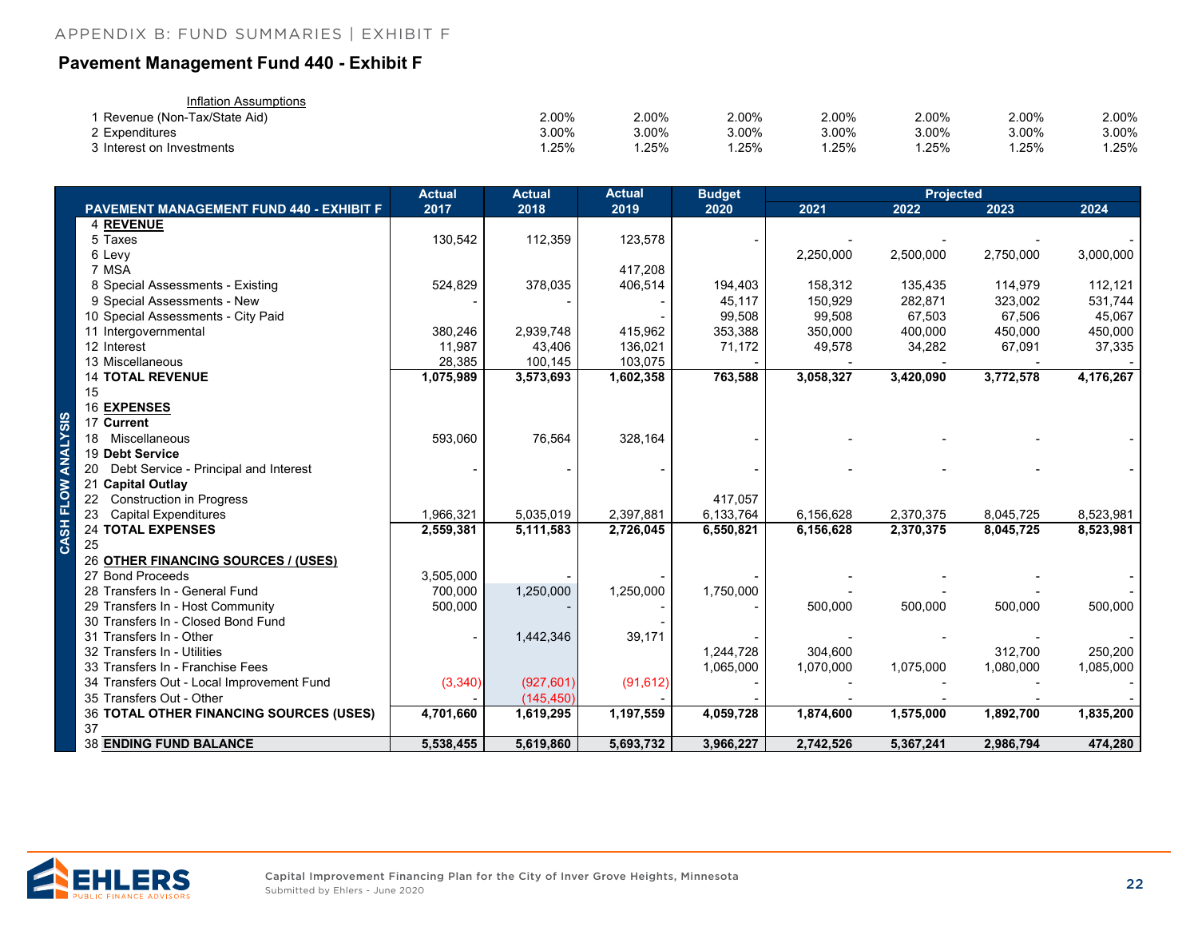## Pavement Management Fund 440 - Exhibit F

| Inflation Assumptions | | | | | | | |
|---|---|---|---|---|---|---|---|
| 1 Revenue (Non-Tax/State Aid) | 2.00% | 2.00% | 2.00% | 2.00% | 2.00% | 2.00% | 2.00% |
| 2 Expenditures | 3.00% | 3.00% | 3.00% | 3.00% | 3.00% | 3.00% | 3.00% |
| 3 Interest on Investments | 1.25% | 1.25% | 1.25% | 1.25% | 1.25% | 1.25% | 1.25% |

**CASH FLOW ANALYSIS**

| PAVEMENT MANAGEMENT FUND 440 - EXHIBIT F | Actual 2017 | Actual 2018 | Actual 2019 | Budget 2020 | Projected 2021 | Projected 2022 | Projected 2023 | Projected 2024 |
|---|---|---|---|---|---|---|---|---|
| 4 **REVENUE** | | | | | | | | |
| 5 Taxes | 130,542 | 112,359 | 123,578 | - | - | - | - | - |
| 6 Levy | | | | | 2,250,000 | 2,500,000 | 2,750,000 | 3,000,000 |
| 7 MSA | | | 417,208 | | | | | |
| 8 Special Assessments - Existing | 524,829 | 378,035 | 406,514 | 194,403 | 158,312 | 135,435 | 114,979 | 112,121 |
| 9 Special Assessments - New | - | - | - | 45,117 | 150,929 | 282,871 | 323,002 | 531,744 |
| 10 Special Assessments - City Paid | | | - | 99,508 | 99,508 | 67,503 | 67,506 | 45,067 |
| 11 Intergovernmental | 380,246 | 2,939,748 | 415,962 | 353,388 | 350,000 | 400,000 | 450,000 | 450,000 |
| 12 Interest | 11,987 | 43,406 | 136,021 | 71,172 | 49,578 | 34,282 | 67,091 | 37,335 |
| 13 Miscellaneous | 28,385 | 100,145 | 103,075 | - | - | - | - | - |
| 14 **TOTAL REVENUE** | **1,075,989** | **3,573,693** | **1,602,358** | **763,588** | **3,058,327** | **3,420,090** | **3,772,578** | **4,176,267** |
| 15 | | | | | | | | |
| 16 **EXPENSES** | | | | | | | | |
| 17 **Current** | | | | | | | | |
| 18 Miscellaneous | 593,060 | 76,564 | 328,164 | - | - | - | - | - |
| 19 **Debt Service** | | | | | | | | |
| 20 Debt Service - Principal and Interest | - | - | - | - | - | - | - | - |
| 21 **Capital Outlay** | | | | | | | | |
| 22 Construction in Progress | | | | 417,057 | | | | |
| 23 Capital Expenditures | 1,966,321 | 5,035,019 | 2,397,881 | 6,133,764 | 6,156,628 | 2,370,375 | 8,045,725 | 8,523,981 |
| 24 **TOTAL EXPENSES** | **2,559,381** | **5,111,583** | **2,726,045** | **6,550,821** | **6,156,628** | **2,370,375** | **8,045,725** | **8,523,981** |
| 25 | | | | | | | | |
| 26 **OTHER FINANCING SOURCES / (USES)** | | | | | | | | |
| 27 Bond Proceeds | 3,505,000 | - | - | - | - | - | - | - |
| 28 Transfers In - General Fund | 700,000 | 1,250,000 | 1,250,000 | 1,750,000 | - | - | - | - |
| 29 Transfers In - Host Community | 500,000 | - | - | - | 500,000 | 500,000 | 500,000 | 500,000 |
| 30 Transfers In - Closed Bond Fund | | | - | | | | | |
| 31 Transfers In - Other | - | 1,442,346 | 39,171 | - | - | - | - | - |
| 32 Transfers In - Utilities | | | | 1,244,728 | 304,600 | | 312,700 | 250,200 |
| 33 Transfers In - Franchise Fees | | | | 1,065,000 | 1,070,000 | 1,075,000 | 1,080,000 | 1,085,000 |
| 34 Transfers Out - Local Improvement Fund | (3,340) | (927,601) | (91,612) | - | - | - | - | - |
| 35 Transfers Out - Other | - | (145,450) | - | - | - | - | - | - |
| 36 **TOTAL OTHER FINANCING SOURCES (USES)** | **4,701,660** | **1,619,295** | **1,197,559** | **4,059,728** | **1,874,600** | **1,575,000** | **1,892,700** | **1,835,200** |
| 37 | | | | | | | | |
| 38 **ENDING FUND BALANCE** | **5,538,455** | **5,619,860** | **5,693,732** | **3,966,227** | **2,742,526** | **5,367,241** | **2,986,794** | **474,280** |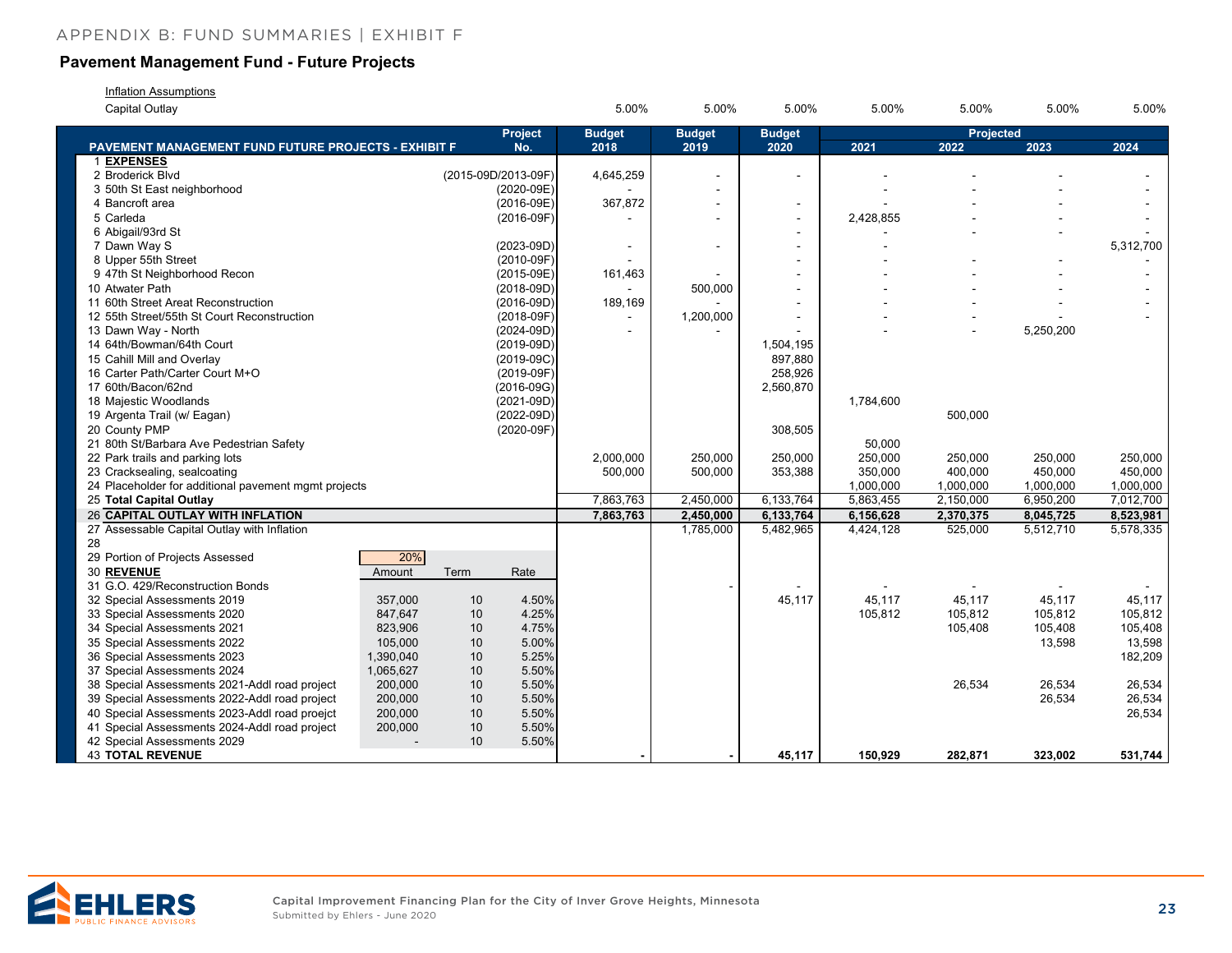APPENDIX B: FUND SUMMARIES | EXHIBIT F

## Pavement Management Fund - Future Projects

Inflation Assumptions

| | Budget 2018 | Budget 2019 | Budget 2020 | 2021 | 2022 | 2023 | 2024 |
|---|---|---|---|---|---|---|---|
| Capital Outlay | 5.00% | 5.00% | 5.00% | 5.00% | 5.00% | 5.00% | 5.00% |

| PAVEMENT MANAGEMENT FUND FUTURE PROJECTS - EXHIBIT F | | | | Project No. | Budget 2018 | Budget 2019 | Budget 2020 | Projected 2021 | 2022 | 2023 | 2024 |
|---|---|---|---|---|---|---|---|---|---|---|---|
| 1 **EXPENSES** | | | | | | | | | | | |
| 2 Broderick Blvd | | | | (2015-09D/2013-09F) | 4,645,259 | - | - | - | - | - | - |
| 3 50th St East neighborhood | | | | (2020-09E) | - | - | | - | - | - | - |
| 4 Bancroft area | | | | (2016-09E) | 367,872 | - | - | - | - | - | - |
| 5 Carleda | | | | (2016-09F) | - | - | - | 2,428,855 | - | - | - |
| 6 Abigail/93rd St | | | | | | | - | - | - | - | - |
| 7 Dawn Way S | | | | (2023-09D) | - | - | - | - | | | 5,312,700 |
| 8 Upper 55th Street | | | | (2010-09F) | - | | - | - | - | - | - |
| 9 47th St Neighborhood Recon | | | | (2015-09E) | 161,463 | - | - | - | - | - | - |
| 10 Atwater Path | | | | (2018-09D) | - | 500,000 | - | - | - | - | - |
| 11 60th Street Areat Reconstruction | | | | (2016-09D) | 189,169 | - | - | - | - | - | - |
| 12 55th Street/55th St Court Reconstruction | | | | (2018-09F) | - | 1,200,000 | - | - | - | - | - |
| 13 Dawn Way - North | | | | (2024-09D) | - | - | - | - | - | 5,250,200 | |
| 14 64th/Bowman/64th Court | | | | (2019-09D) | | | 1,504,195 | | | | |
| 15 Cahill Mill and Overlay | | | | (2019-09C) | | | 897,880 | | | | |
| 16 Carter Path/Carter Court M+O | | | | (2019-09F) | | | 258,926 | | | | |
| 17 60th/Bacon/62nd | | | | (2016-09G) | | | 2,560,870 | | | | |
| 18 Majestic Woodlands | | | | (2021-09D) | | | | 1,784,600 | | | |
| 19 Argenta Trail (w/ Eagan) | | | | (2022-09D) | | | | | 500,000 | | |
| 20 County PMP | | | | (2020-09F) | | | 308,505 | | | | |
| 21 80th St/Barbara Ave Pedestrian Safety | | | | | | | | 50,000 | | | |
| 22 Park trails and parking lots | | | | | 2,000,000 | 250,000 | 250,000 | 250,000 | 250,000 | 250,000 | 250,000 |
| 23 Cracksealing, sealcoating | | | | | 500,000 | 500,000 | 353,388 | 350,000 | 400,000 | 450,000 | 450,000 |
| 24 Placeholder for additional pavement mgmt projects | | | | | | | | 1,000,000 | 1,000,000 | 1,000,000 | 1,000,000 |
| 25 **Total Capital Outlay** | | | | | 7,863,763 | 2,450,000 | 6,133,764 | 5,863,455 | 2,150,000 | 6,950,200 | 7,012,700 |
| 26 **CAPITAL OUTLAY WITH INFLATION** | | | | | **7,863,763** | **2,450,000** | **6,133,764** | **6,156,628** | **2,370,375** | **8,045,725** | **8,523,981** |
| 27 Assessable Capital Outlay with Inflation | | | | | | 1,785,000 | 5,482,965 | 4,424,128 | 525,000 | 5,512,710 | 5,578,335 |
| 28 | | | | | | | | | | | |
| 29 Portion of Projects Assessed | 20% | | | | | | | | | | |
| 30 **REVENUE** | Amount | Term | Rate | | | | | | | | |
| 31 G.O. 429/Reconstruction Bonds | | | | | | - | - | - | - | - | - |
| 32 Special Assessments 2019 | 357,000 | 10 | 4.50% | | | | 45,117 | 45,117 | 45,117 | 45,117 | 45,117 |
| 33 Special Assessments 2020 | 847,647 | 10 | 4.25% | | | | | 105,812 | 105,812 | 105,812 | 105,812 |
| 34 Special Assessments 2021 | 823,906 | 10 | 4.75% | | | | | | 105,408 | 105,408 | 105,408 |
| 35 Special Assessments 2022 | 105,000 | 10 | 5.00% | | | | | | | 13,598 | 13,598 |
| 36 Special Assessments 2023 | 1,390,040 | 10 | 5.25% | | | | | | | | 182,209 |
| 37 Special Assessments 2024 | 1,065,627 | 10 | 5.50% | | | | | | | | |
| 38 Special Assessments 2021-Addl road project | 200,000 | 10 | 5.50% | | | | | | 26,534 | 26,534 | 26,534 |
| 39 Special Assessments 2022-Addl road project | 200,000 | 10 | 5.50% | | | | | | | 26,534 | 26,534 |
| 40 Special Assessments 2023-Addl road proejct | 200,000 | 10 | 5.50% | | | | | | | | 26,534 |
| 41 Special Assessments 2024-Addl road project | 200,000 | 10 | 5.50% | | | | | | | | |
| 42 Special Assessments 2029 | - | 10 | 5.50% | | | | | | | | |
| 43 **TOTAL REVENUE** | | | | | **-** | **-** | **45,117** | **150,929** | **282,871** | **323,002** | **531,744** |

Capital Improvement Financing Plan for the City of Inver Grove Heights, Minnesota
Submitted by Ehlers - June 2020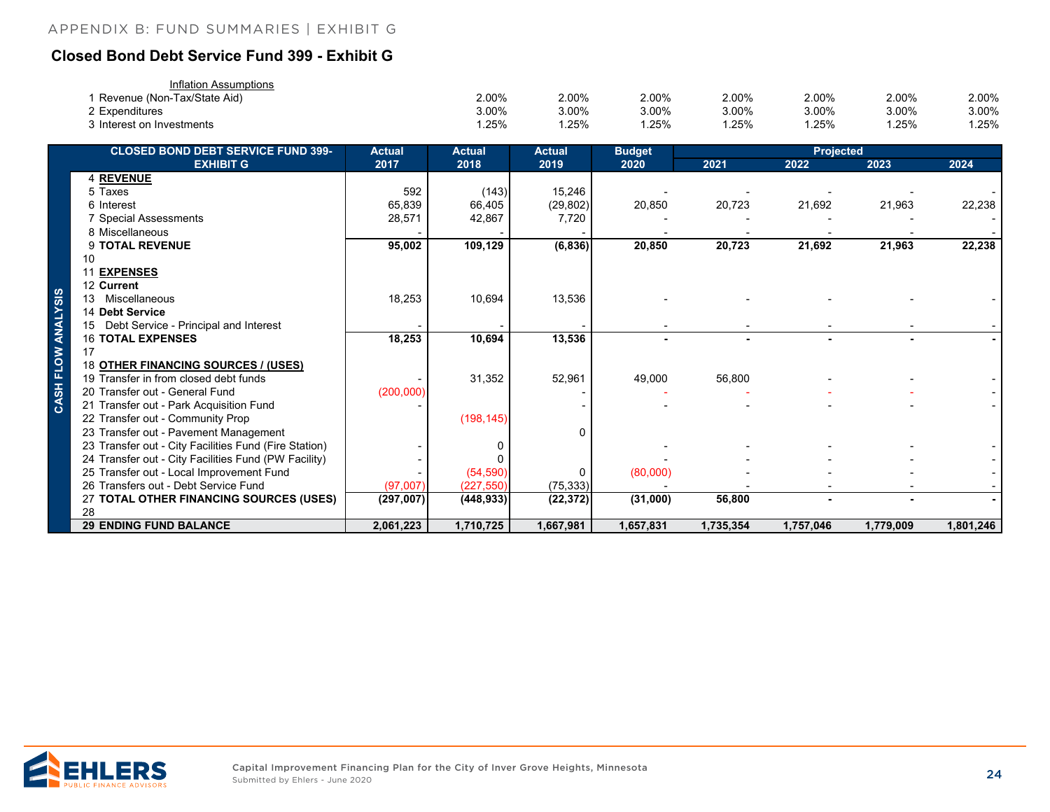## Closed Bond Debt Service Fund 399 - Exhibit G

| Inflation Assumptions | | | | | | | |
|---|---|---|---|---|---|---|---|
| 1 Revenue (Non-Tax/State Aid) | 2.00% | 2.00% | 2.00% | 2.00% | 2.00% | 2.00% | 2.00% |
| 2 Expenditures | 3.00% | 3.00% | 3.00% | 3.00% | 3.00% | 3.00% | 3.00% |
| 3 Interest on Investments | 1.25% | 1.25% | 1.25% | 1.25% | 1.25% | 1.25% | 1.25% |

**CASH FLOW ANALYSIS**

| CLOSED BOND DEBT SERVICE FUND 399-EXHIBIT G | Actual 2017 | Actual 2018 | Actual 2019 | Budget 2020 | Projected 2021 | Projected 2022 | Projected 2023 | Projected 2024 |
|---|---|---|---|---|---|---|---|---|
| 4 **REVENUE** | | | | | | | | |
| 5 Taxes | 592 | (143) | 15,246 | - | - | - | - | - |
| 6 Interest | 65,839 | 66,405 | (29,802) | 20,850 | 20,723 | 21,692 | 21,963 | 22,238 |
| 7 Special Assessments | 28,571 | 42,867 | 7,720 | - | - | - | - | - |
| 8 Miscellaneous | - | - | - | - | - | - | - | - |
| 9 **TOTAL REVENUE** | **95,002** | **109,129** | **(6,836)** | **20,850** | **20,723** | **21,692** | **21,963** | **22,238** |
| 10 | | | | | | | | |
| 11 **EXPENSES** | | | | | | | | |
| 12 **Current** | | | | | | | | |
| 13 Miscellaneous | 18,253 | 10,694 | 13,536 | - | - | - | - | - |
| 14 **Debt Service** | | | | | | | | |
| 15 Debt Service - Principal and Interest | - | - | - | - | - | - | - | - |
| 16 **TOTAL EXPENSES** | **18,253** | **10,694** | **13,536** | **-** | **-** | **-** | **-** | **-** |
| 17 | | | | | | | | |
| 18 **OTHER FINANCING SOURCES / (USES)** | | | | | | | | |
| 19 Transfer in from closed debt funds | - | 31,352 | 52,961 | 49,000 | 56,800 | - | - | - |
| 20 Transfer out - General Fund | (200,000) | | - | - | - | - | - | - |
| 21 Transfer out - Park Acquisition Fund | - | | - | - | - | - | - | - |
| 22 Transfer out - Community Prop | | (198,145) | | | | | | |
| 23 Transfer out - Pavement Management | | | 0 | | | | | |
| 23 Transfer out - City Facilities Fund (Fire Station) | - | 0 | | - | - | - | - | - |
| 24 Transfer out - City Facilities Fund (PW Facility) | - | 0 | | - | - | - | - | - |
| 25 Transfer out - Local Improvement Fund | - | (54,590) | 0 | (80,000) | - | - | - | - |
| 26 Transfers out - Debt Service Fund | (97,007) | (227,550) | (75,333) | - | - | - | - | - |
| 27 **TOTAL OTHER FINANCING SOURCES (USES)** | **(297,007)** | **(448,933)** | **(22,372)** | **(31,000)** | **56,800** | **-** | **-** | **-** |
| 28 | | | | | | | | |
| 29 **ENDING FUND BALANCE** | **2,061,223** | **1,710,725** | **1,667,981** | **1,657,831** | **1,735,354** | **1,757,046** | **1,779,009** | **1,801,246** |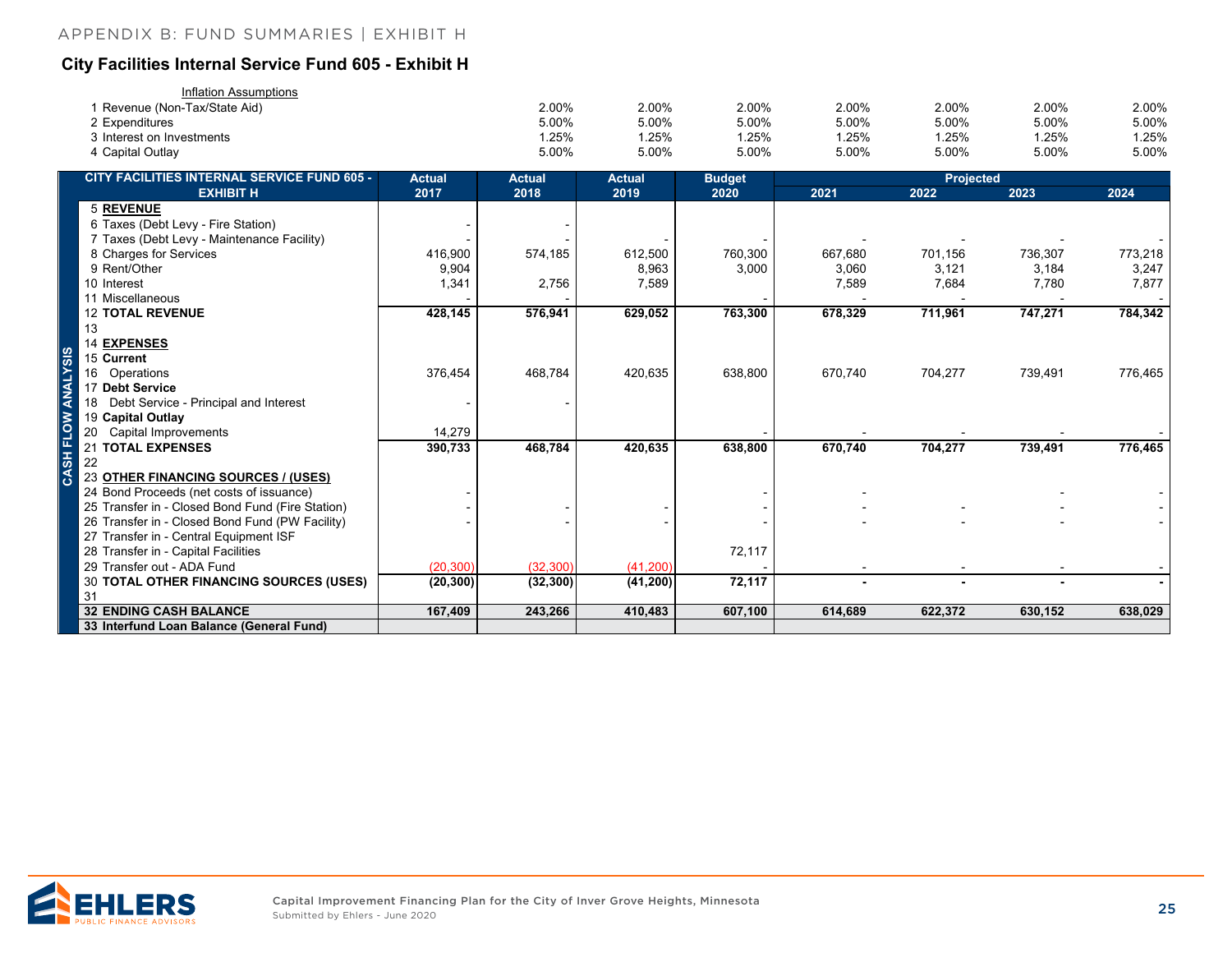## City Facilities Internal Service Fund 605 - Exhibit H

| Inflation Assumptions | | | | | | | |
|---|---|---|---|---|---|---|---|
| 1 Revenue (Non-Tax/State Aid) | 2.00% | 2.00% | 2.00% | 2.00% | 2.00% | 2.00% | 2.00% |
| 2 Expenditures | 5.00% | 5.00% | 5.00% | 5.00% | 5.00% | 5.00% | 5.00% |
| 3 Interest on Investments | 1.25% | 1.25% | 1.25% | 1.25% | 1.25% | 1.25% | 1.25% |
| 4 Capital Outlay | 5.00% | 5.00% | 5.00% | 5.00% | 5.00% | 5.00% | 5.00% |

| CITY FACILITIES INTERNAL SERVICE FUND 605 - EXHIBIT H | Actual | Actual | Actual | Budget | Projected | | | |
|---|---|---|---|---|---|---|---|---|
| | 2017 | 2018 | 2019 | 2020 | 2021 | 2022 | 2023 | 2024 |
| 5 **REVENUE** | | | | | | | | |
| 6 Taxes (Debt Levy - Fire Station) | - | - | | | | | | |
| 7 Taxes (Debt Levy - Maintenance Facility) | - | - | - | - | - | - | - | - |
| 8 Charges for Services | 416,900 | 574,185 | 612,500 | 760,300 | 667,680 | 701,156 | 736,307 | 773,218 |
| 9 Rent/Other | 9,904 | | 8,963 | 3,000 | 3,060 | 3,121 | 3,184 | 3,247 |
| 10 Interest | 1,341 | 2,756 | 7,589 | | 7,589 | 7,684 | 7,780 | 7,877 |
| 11 Miscellaneous | - | - | - | - | - | - | - | - |
| 12 **TOTAL REVENUE** | **428,145** | **576,941** | **629,052** | **763,300** | **678,329** | **711,961** | **747,271** | **784,342** |
| 13 | | | | | | | | |
| 14 **EXPENSES** | | | | | | | | |
| 15 **Current** | | | | | | | | |
| 16 Operations | 376,454 | 468,784 | 420,635 | 638,800 | 670,740 | 704,277 | 739,491 | 776,465 |
| 17 **Debt Service** | | | | | | | | |
| 18 Debt Service - Principal and Interest | - | - | | | | | | |
| 19 **Capital Outlay** | | | | | | | | |
| 20 Capital Improvements | 14,279 | | | - | - | - | - | - |
| 21 **TOTAL EXPENSES** | **390,733** | **468,784** | **420,635** | **638,800** | **670,740** | **704,277** | **739,491** | **776,465** |
| 22 | | | | | | | | |
| 23 **OTHER FINANCING SOURCES / (USES)** | | | | | | | | |
| 24 Bond Proceeds (net costs of issuance) | - | | | - | - | | - | - |
| 25 Transfer in - Closed Bond Fund (Fire Station) | - | - | - | - | - | - | - | - |
| 26 Transfer in - Closed Bond Fund (PW Facility) | - | - | - | - | - | - | - | - |
| 27 Transfer in - Central Equipment ISF | | | | | | | | |
| 28 Transfer in - Capital Facilities | | | | 72,117 | | | | |
| 29 Transfer out - ADA Fund | (20,300) | (32,300) | (41,200) | - | - | - | - | - |
| 30 **TOTAL OTHER FINANCING SOURCES (USES)** | **(20,300)** | **(32,300)** | **(41,200)** | **72,117** | **-** | **-** | **-** | **-** |
| 31 | | | | | | | | |
| 32 **ENDING CASH BALANCE** | **167,409** | **243,266** | **410,483** | **607,100** | **614,689** | **622,372** | **630,152** | **638,029** |
| 33 **Interfund Loan Balance (General Fund)** | | | | | | | | |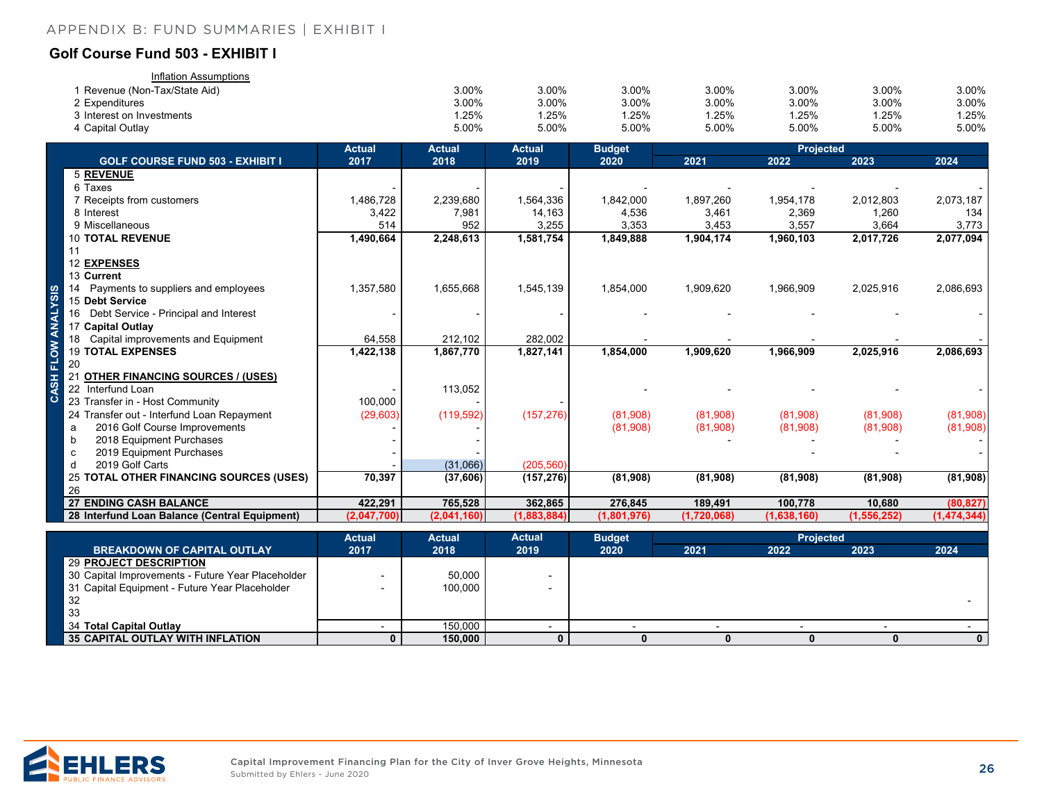APPENDIX B: FUND SUMMARIES | EXHIBIT I

## Golf Course Fund 503 - EXHIBIT I

| Inflation Assumptions | | | | | | | |
|---|---|---|---|---|---|---|---|
| 1 Revenue (Non-Tax/State Aid) | 3.00% | 3.00% | 3.00% | 3.00% | 3.00% | 3.00% | 3.00% |
| 2 Expenditures | 3.00% | 3.00% | 3.00% | 3.00% | 3.00% | 3.00% | 3.00% |
| 3 Interest on Investments | 1.25% | 1.25% | 1.25% | 1.25% | 1.25% | 1.25% | 1.25% |
| 4 Capital Outlay | 5.00% | 5.00% | 5.00% | 5.00% | 5.00% | 5.00% | 5.00% |

**CASH FLOW ANALYSIS**

| GOLF COURSE FUND 503 - EXHIBIT I | Actual 2017 | Actual 2018 | Actual 2019 | Budget 2020 | Projected 2021 | Projected 2022 | Projected 2023 | Projected 2024 |
|---|---|---|---|---|---|---|---|---|
| 5 **REVENUE** | | | | | | | | |
| 6 Taxes | - | - | - | - | - | - | - | - |
| 7 Receipts from customers | 1,486,728 | 2,239,680 | 1,564,336 | 1,842,000 | 1,897,260 | 1,954,178 | 2,012,803 | 2,073,187 |
| 8 Interest | 3,422 | 7,981 | 14,163 | 4,536 | 3,461 | 2,369 | 1,260 | 134 |
| 9 Miscellaneous | 514 | 952 | 3,255 | 3,353 | 3,453 | 3,557 | 3,664 | 3,773 |
| 10 **TOTAL REVENUE** | **1,490,664** | **2,248,613** | **1,581,754** | **1,849,888** | **1,904,174** | **1,960,103** | **2,017,726** | **2,077,094** |
| 11 | | | | | | | | |
| 12 **EXPENSES** | | | | | | | | |
| 13 **Current** | | | | | | | | |
| 14 Payments to suppliers and employees | 1,357,580 | 1,655,668 | 1,545,139 | 1,854,000 | 1,909,620 | 1,966,909 | 2,025,916 | 2,086,693 |
| 15 **Debt Service** | | | | | | | | |
| 16 Debt Service - Principal and Interest | - | - | - | - | - | - | - | - |
| 17 **Capital Outlay** | | | | | | | | |
| 18 Capital improvements and Equipment | 64,558 | 212,102 | 282,002 | - | - | - | - | - |
| 19 **TOTAL EXPENSES** | **1,422,138** | **1,867,770** | **1,827,141** | **1,854,000** | **1,909,620** | **1,966,909** | **2,025,916** | **2,086,693** |
| 20 | | | | | | | | |
| 21 **OTHER FINANCING SOURCES / (USES)** | | | | | | | | |
| 22 Interfund Loan | - | 113,052 | | - | - | - | - | - |
| 23 Transfer in - Host Community | 100,000 | - | - | | | | | |
| 24 Transfer out - Interfund Loan Repayment | (29,603) | (119,592) | (157,276) | (81,908) | (81,908) | (81,908) | (81,908) | (81,908) |
| a 2016 Golf Course Improvements | - | - | | (81,908) | (81,908) | (81,908) | (81,908) | (81,908) |
| b 2018 Equipment Purchases | - | - | | | - | - | - | - |
| c 2019 Equipment Purchases | - | - | | | | - | - | - |
| d 2019 Golf Carts | - | (31,066) | (205,560) | | | | | |
| 25 **TOTAL OTHER FINANCING SOURCES (USES)** | **70,397** | **(37,606)** | **(157,276)** | **(81,908)** | **(81,908)** | **(81,908)** | **(81,908)** | **(81,908)** |
| 26 | | | | | | | | |
| 27 **ENDING CASH BALANCE** | **422,291** | **765,528** | **362,865** | **276,845** | **189,491** | **100,778** | **10,680** | **(80,827)** |
| 28 **Interfund Loan Balance (Central Equipment)** | **(2,047,700)** | **(2,041,160)** | **(1,883,884)** | **(1,801,976)** | **(1,720,068)** | **(1,638,160)** | **(1,556,252)** | **(1,474,344)** |

| BREAKDOWN OF CAPITAL OUTLAY | Actual 2017 | Actual 2018 | Actual 2019 | Budget 2020 | Projected 2021 | Projected 2022 | Projected 2023 | Projected 2024 |
|---|---|---|---|---|---|---|---|---|
| 29 **PROJECT DESCRIPTION** | | | | | | | | |
| 30 Capital Improvements - Future Year Placeholder | - | 50,000 | - | | | | | |
| 31 Capital Equipment - Future Year Placeholder | - | 100,000 | - | | | | | |
| 32 | | | | | | | | - |
| 33 | | | | | | | | |
| 34 **Total Capital Outlay** | - | 150,000 | - | - | - | - | - | - |
| 35 **CAPITAL OUTLAY WITH INFLATION** | **0** | **150,000** | **0** | **0** | **0** | **0** | **0** | **0** |

Capital Improvement Financing Plan for the City of Inver Grove Heights, Minnesota
Submitted by Ehlers - June 2020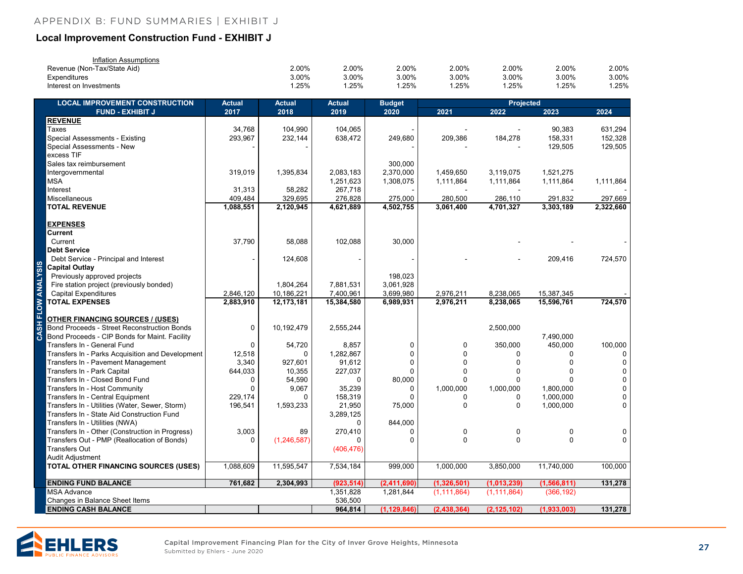## Local Improvement Construction Fund - EXHIBIT J

| Inflation Assumptions | | | | | | | |
|---|---|---|---|---|---|---|---|
| Revenue (Non-Tax/State Aid) | 2.00% | 2.00% | 2.00% | 2.00% | 2.00% | 2.00% | 2.00% |
| Expenditures | 3.00% | 3.00% | 3.00% | 3.00% | 3.00% | 3.00% | 3.00% |
| Interest on Investments | 1.25% | 1.25% | 1.25% | 1.25% | 1.25% | 1.25% | 1.25% |

**CASH FLOW ANALYSIS**

| LOCAL IMPROVEMENT CONSTRUCTION FUND - EXHIBIT J | Actual 2017 | Actual 2018 | Actual 2019 | Budget 2020 | Projected 2021 | Projected 2022 | Projected 2023 | Projected 2024 |
|---|---|---|---|---|---|---|---|---|
| **REVENUE** | | | | | | | | |
| Taxes | 34,768 | 104,990 | 104,065 | - | - | - | 90,383 | 631,294 |
| Special Assessments - Existing | 293,967 | 232,144 | 638,472 | 249,680 | 209,386 | 184,278 | 158,331 | 152,328 |
| Special Assessments - New | - | - | | - | - | - | 129,505 | 129,505 |
| excess TIF | | | | | | | | |
| Sales tax reimbursement | | | | 300,000 | | | | |
| Intergovernmental | 319,019 | 1,395,834 | 2,083,183 | 2,370,000 | 1,459,650 | 3,119,075 | 1,521,275 | |
| MSA | | | 1,251,623 | 1,308,075 | 1,111,864 | 1,111,864 | 1,111,864 | 1,111,864 |
| Interest | 31,313 | 58,282 | 267,718 | - | - | - | - | - |
| Miscellaneous | 409,484 | 329,695 | 276,828 | 275,000 | 280,500 | 286,110 | 291,832 | 297,669 |
| **TOTAL REVENUE** | **1,088,551** | **2,120,945** | **4,621,889** | **4,502,755** | **3,061,400** | **4,701,327** | **3,303,189** | **2,322,660** |
| **EXPENSES** | | | | | | | | |
| **Current** | | | | | | | | |
| Current | 37,790 | 58,088 | 102,088 | 30,000 | | - | - | - |
| **Debt Service** | | | | | | | | |
| Debt Service - Principal and Interest | - | 124,608 | - | - | - | - | 209,416 | 724,570 |
| **Capital Outlay** | | | | | | | | |
| Previously approved projects | | | | 198,023 | | | | |
| Fire station project (previously bonded) | | 1,804,264 | 7,881,531 | 3,061,928 | | | | |
| Capital Expenditures | 2,846,120 | 10,186,221 | 7,400,961 | 3,699,980 | 2,976,211 | 8,238,065 | 15,387,345 | - |
| **TOTAL EXPENSES** | **2,883,910** | **12,173,181** | **15,384,580** | **6,989,931** | **2,976,211** | **8,238,065** | **15,596,761** | **724,570** |
| **OTHER FINANCING SOURCES / (USES)** | | | | | | | | |
| Bond Proceeds - Street Reconstruction Bonds | 0 | 10,192,479 | 2,555,244 | | | 2,500,000 | | |
| Bond Proceeds - CIP Bonds for Maint. Facility | | | | | | | 7,490,000 | |
| Transfers In - General Fund | 0 | 54,720 | 8,857 | 0 | 0 | 350,000 | 450,000 | 100,000 |
| Transfers In - Parks Acquisition and Development | 12,518 | 0 | 1,282,867 | 0 | 0 | 0 | 0 | 0 |
| Transfers In - Pavement Management | 3,340 | 927,601 | 91,612 | 0 | 0 | 0 | 0 | 0 |
| Transfers In - Park Capital | 644,033 | 10,355 | 227,037 | 0 | 0 | 0 | 0 | 0 |
| Transfers In - Closed Bond Fund | 0 | 54,590 | 0 | 80,000 | 0 | 0 | 0 | 0 |
| Transfers In - Host Community | 0 | 9,067 | 35,239 | 0 | 1,000,000 | 1,000,000 | 1,800,000 | 0 |
| Transfers In - Central Equipment | 229,174 | 0 | 158,319 | 0 | 0 | 0 | 1,000,000 | 0 |
| Transfers In - Utilities (Water, Sewer, Storm) | 196,541 | 1,593,233 | 21,950 | 75,000 | 0 | 0 | 1,000,000 | 0 |
| Transfers In - State Aid Construction Fund | | | 3,289,125 | | | | | |
| Transfers In - Utilities (NWA) | | | 0 | 844,000 | | | | |
| Transfers In - Other (Construction in Progress) | 3,003 | 89 | 270,410 | 0 | 0 | 0 | 0 | 0 |
| Transfers Out - PMP (Reallocation of Bonds) | 0 | (1,246,587) | 0 | 0 | 0 | 0 | 0 | 0 |
| Transfers Out | | | (406,476) | | | | | |
| Audit Adjustment | | | | | | | | |
| **TOTAL OTHER FINANCING SOURCES (USES)** | 1,088,609 | 11,595,547 | 7,534,184 | 999,000 | 1,000,000 | 3,850,000 | 11,740,000 | 100,000 |
| **ENDING FUND BALANCE** | **761,682** | **2,304,993** | **(923,514)** | **(2,411,690)** | **(1,326,501)** | **(1,013,239)** | **(1,566,811)** | **131,278** |
| MSA Advance | | | 1,351,828 | 1,281,844 | (1,111,864) | (1,111,864) | (366,192) | |
| Changes in Balance Sheet Items | | | 536,500 | | | | | |
| **ENDING CASH BALANCE** | | | **964,814** | **(1,129,846)** | **(2,438,364)** | **(2,125,102)** | **(1,933,003)** | **131,278** |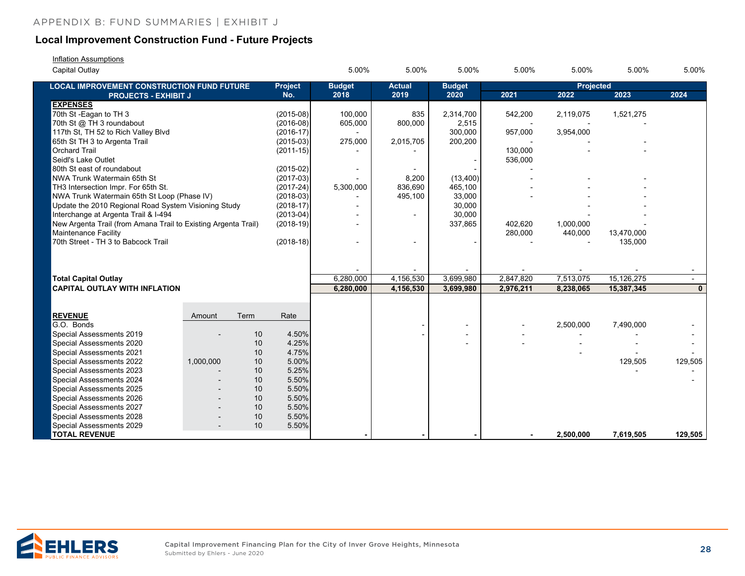APPENDIX B: FUND SUMMARIES | EXHIBIT J

## Local Improvement Construction Fund - Future Projects

Inflation Assumptions

| | | | | | | | | | | |
|---|---|---|---|---|---|---|---|---|---|---|
| Capital Outlay | | | | 5.00% | 5.00% | 5.00% | 5.00% | 5.00% | 5.00% | 5.00% |

| LOCAL IMPROVEMENT CONSTRUCTION FUND FUTURE PROJECTS - EXHIBIT J | | | Project No. | Budget 2018 | Actual 2019 | Budget 2020 | Projected 2021 | Projected 2022 | Projected 2023 | Projected 2024 |
|---|---|---|---|---|---|---|---|---|---|---|
| **EXPENSES** | | | | | | | | | | |
| 70th St -Eagan to TH 3 | | | (2015-08) | 100,000 | 835 | 2,314,700 | 542,200 | 2,119,075 | 1,521,275 | |
| 70th St @ TH 3 roundabout | | | (2016-08) | 605,000 | 800,000 | 2,515 | - | - | - | |
| 117th St, TH 52 to Rich Valley Blvd | | | (2016-17) | - | | 300,000 | 957,000 | 3,954,000 | | |
| 65th St TH 3 to Argenta Trail | | | (2015-03) | 275,000 | 2,015,705 | 200,200 | - | - | - | |
| Orchard Trail | | | (2011-15) | - | - | | 130,000 | - | - | |
| Seidl's Lake Outlet | | | | | | - | 536,000 | | | |
| 80th St east of roundabout | | | (2015-02) | - | - | - | - | | | |
| NWA Trunk Watermain 65th St | | | (2017-03) | - | 8,200 | (13,400) | - | - | - | |
| TH3 Intersection Impr. For 65th St. | | | (2017-24) | 5,300,000 | 836,690 | 465,100 | - | - | - | |
| NWA Trunk Watermain 65th St Loop (Phase IV) | | | (2018-03) | - | 495,100 | 33,000 | - | - | - | |
| Update the 2010 Regional Road System Visioning Study | | | (2018-17) | - | | 30,000 | | - | - | |
| Interchange at Argenta Trail & I-494 | | | (2013-04) | - | - | 30,000 | | - | - | |
| New Argenta Trail (from Amana Trail to Existing Argenta Trail) | | | (2018-19) | - | | 337,865 | 402,620 | 1,000,000 | - | |
| Maintenance Facility | | | | | | | 280,000 | 440,000 | 13,470,000 | |
| 70th Street - TH 3 to Babcock Trail | | | (2018-18) | - | - | - | - | - | 135,000 | |
| | | | | - | - | - | - | - | - | - |
| **Total Capital Outlay** | | | | 6,280,000 | 4,156,530 | 3,699,980 | 2,847,820 | 7,513,075 | 15,126,275 | - |
| **CAPITAL OUTLAY WITH INFLATION** | | | | **6,280,000** | **4,156,530** | **3,699,980** | **2,976,211** | **8,238,065** | **15,387,345** | **0** |
| **REVENUE** | Amount | Term | Rate | | | | | | | |
| G.O. Bonds | | | | | - | - | - | 2,500,000 | 7,490,000 | - |
| Special Assessments 2019 | - | 10 | 4.50% | | - | - | - | - | - | - |
| Special Assessments 2020 | | 10 | 4.25% | | | - | - | - | - | - |
| Special Assessments 2021 | | 10 | 4.75% | | | | | - | - | - |
| Special Assessments 2022 | 1,000,000 | 10 | 5.00% | | | | | | 129,505 | 129,505 |
| Special Assessments 2023 | - | 10 | 5.25% | | | | | | - | - |
| Special Assessments 2024 | - | 10 | 5.50% | | | | | | | - |
| Special Assessments 2025 | - | 10 | 5.50% | | | | | | | |
| Special Assessments 2026 | - | 10 | 5.50% | | | | | | | |
| Special Assessments 2027 | - | 10 | 5.50% | | | | | | | |
| Special Assessments 2028 | - | 10 | 5.50% | | | | | | | |
| Special Assessments 2029 | - | 10 | 5.50% | | | | | | | |
| **TOTAL REVENUE** | | | | **-** | **-** | **-** | **-** | **2,500,000** | **7,619,505** | **129,505** |

Capital Improvement Financing Plan for the City of Inver Grove Heights, Minnesota
Submitted by Ehlers - June 2020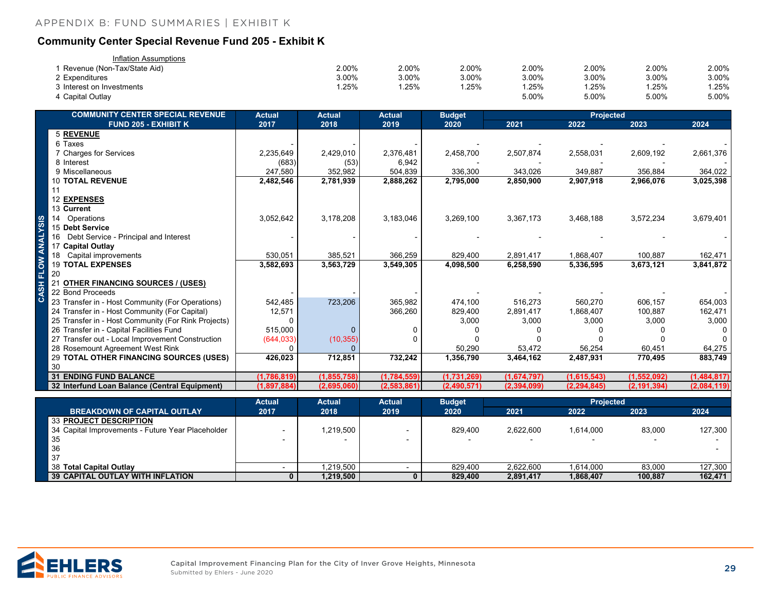APPENDIX B: FUND SUMMARIES | EXHIBIT K

## Community Center Special Revenue Fund 205 - Exhibit K

| Inflation Assumptions | | | | | | | |
|---|---|---|---|---|---|---|---|
| 1 Revenue (Non-Tax/State Aid) | 2.00% | 2.00% | 2.00% | 2.00% | 2.00% | 2.00% | 2.00% |
| 2 Expenditures | 3.00% | 3.00% | 3.00% | 3.00% | 3.00% | 3.00% | 3.00% |
| 3 Interest on Investments | 1.25% | 1.25% | 1.25% | 1.25% | 1.25% | 1.25% | 1.25% |
| 4 Capital Outlay | | | | 5.00% | 5.00% | 5.00% | 5.00% |

CASH FLOW ANALYSIS

| COMMUNITY CENTER SPECIAL REVENUE FUND 205 - EXHIBIT K | Actual 2017 | Actual 2018 | Actual 2019 | Budget 2020 | Projected 2021 | Projected 2022 | Projected 2023 | Projected 2024 |
|---|---|---|---|---|---|---|---|---|
| 5 **REVENUE** | | | | | | | | |
| 6 Taxes | - | - | - | - | - | - | - | - |
| 7 Charges for Services | 2,235,649 | 2,429,010 | 2,376,481 | 2,458,700 | 2,507,874 | 2,558,031 | 2,609,192 | 2,661,376 |
| 8 Interest | (683) | (53) | 6,942 | - | - | - | - | - |
| 9 Miscellaneous | 247,580 | 352,982 | 504,839 | 336,300 | 343,026 | 349,887 | 356,884 | 364,022 |
| 10 **TOTAL REVENUE** | **2,482,546** | **2,781,939** | **2,888,262** | **2,795,000** | **2,850,900** | **2,907,918** | **2,966,076** | **3,025,398** |
| 11 | | | | | | | | |
| 12 **EXPENSES** | | | | | | | | |
| 13 **Current** | | | | | | | | |
| 14 Operations | 3,052,642 | 3,178,208 | 3,183,046 | 3,269,100 | 3,367,173 | 3,468,188 | 3,572,234 | 3,679,401 |
| 15 **Debt Service** | | | | | | | | |
| 16 Debt Service - Principal and Interest | - | - | - | - | - | - | - | - |
| 17 **Capital Outlay** | | | | | | | | |
| 18 Capital improvements | 530,051 | 385,521 | 366,259 | 829,400 | 2,891,417 | 1,868,407 | 100,887 | 162,471 |
| 19 **TOTAL EXPENSES** | **3,582,693** | **3,563,729** | **3,549,305** | **4,098,500** | **6,258,590** | **5,336,595** | **3,673,121** | **3,841,872** |
| 20 | | | | | | | | |
| 21 **OTHER FINANCING SOURCES / (USES)** | | | | | | | | |
| 22 Bond Proceeds | - | - | - | - | - | - | - | - |
| 23 Transfer in - Host Community (For Operations) | 542,485 | 723,206 | 365,982 | 474,100 | 516,273 | 560,270 | 606,157 | 654,003 |
| 24 Transfer in - Host Community (For Capital) | 12,571 | | 366,260 | 829,400 | 2,891,417 | 1,868,407 | 100,887 | 162,471 |
| 25 Transfer in - Host Community (For Rink Projects) | 0 | | | 3,000 | 3,000 | 3,000 | 3,000 | 3,000 |
| 26 Transfer in - Capital Facilities Fund | 515,000 | 0 | 0 | 0 | 0 | 0 | 0 | 0 |
| 27 Transfer out - Local Improvement Construction | (644,033) | (10,355) | 0 | 0 | 0 | 0 | 0 | 0 |
| 28 Rosemount Agreement West Rink | 0 | 0 | | 50,290 | 53,472 | 56,254 | 60,451 | 64,275 |
| 29 **TOTAL OTHER FINANCING SOURCES (USES)** | **426,023** | **712,851** | **732,242** | **1,356,790** | **3,464,162** | **2,487,931** | **770,495** | **883,749** |
| 30 | | | | | | | | |
| 31 **ENDING FUND BALANCE** | **(1,786,819)** | **(1,855,758)** | **(1,784,559)** | **(1,731,269)** | **(1,674,797)** | **(1,615,543)** | **(1,552,092)** | **(1,484,817)** |
| 32 **Interfund Loan Balance (Central Equipment)** | **(1,897,884)** | **(2,695,060)** | **(2,583,861)** | **(2,490,571)** | **(2,394,099)** | **(2,294,845)** | **(2,191,394)** | **(2,084,119)** |

| BREAKDOWN OF CAPITAL OUTLAY | Actual 2017 | Actual 2018 | Actual 2019 | Budget 2020 | Projected 2021 | Projected 2022 | Projected 2023 | Projected 2024 |
|---|---|---|---|---|---|---|---|---|
| 33 **PROJECT DESCRIPTION** | | | | | | | | |
| 34 Capital Improvements - Future Year Placeholder | - | 1,219,500 | - | 829,400 | 2,622,600 | 1,614,000 | 83,000 | 127,300 |
| 35 | - | - | - | - | - | - | - | - |
| 36 | | | | | | | | - |
| 37 | | | | | | | | |
| 38 **Total Capital Outlay** | - | 1,219,500 | - | 829,400 | 2,622,600 | 1,614,000 | 83,000 | 127,300 |
| 39 **CAPITAL OUTLAY WITH INFLATION** | **0** | **1,219,500** | **0** | **829,400** | **2,891,417** | **1,868,407** | **100,887** | **162,471** |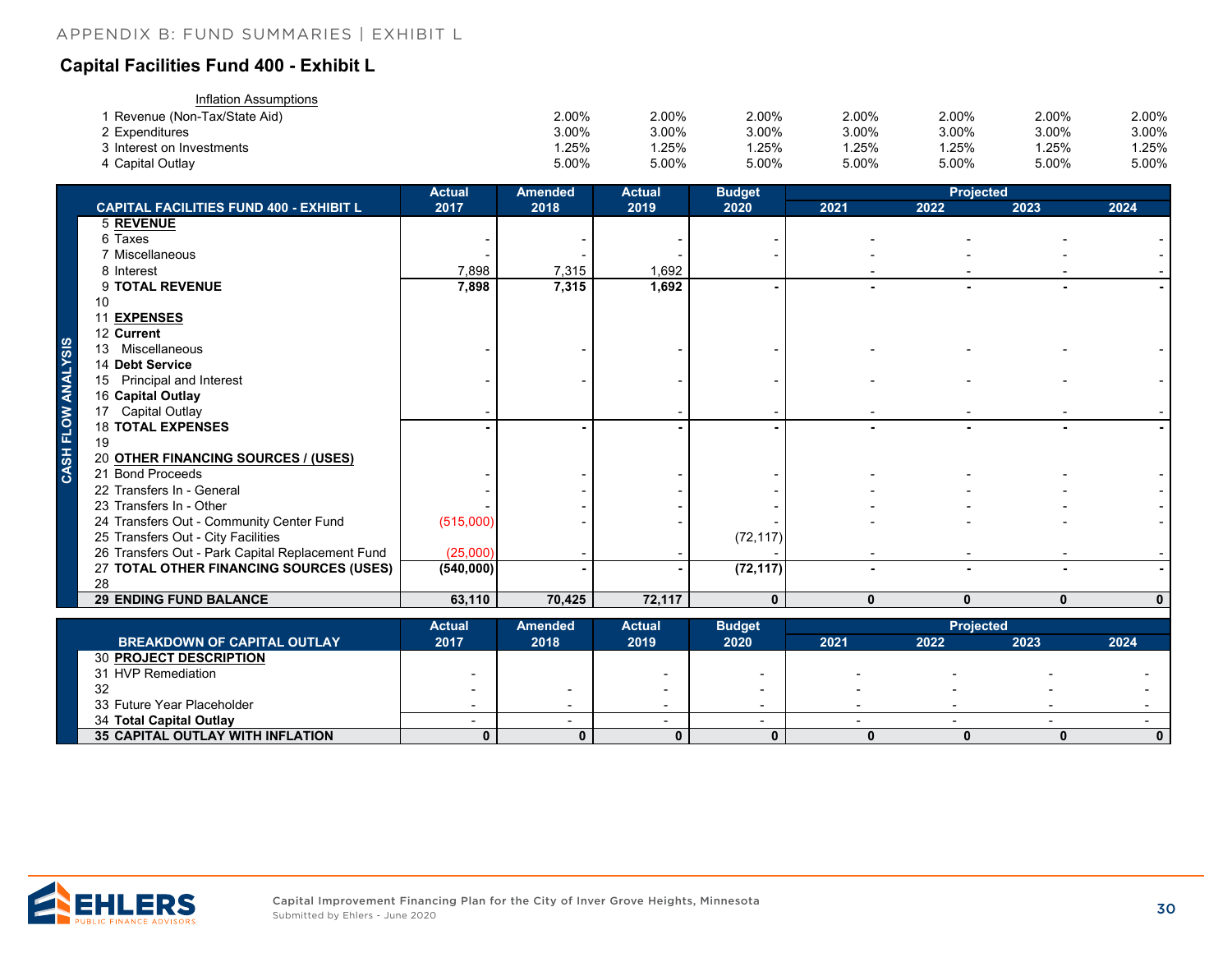## Capital Facilities Fund 400 - Exhibit L

| Inflation Assumptions | | | | | | | |
|---|---|---|---|---|---|---|---|
| 1 Revenue (Non-Tax/State Aid) | 2.00% | 2.00% | 2.00% | 2.00% | 2.00% | 2.00% | 2.00% |
| 2 Expenditures | 3.00% | 3.00% | 3.00% | 3.00% | 3.00% | 3.00% | 3.00% |
| 3 Interest on Investments | 1.25% | 1.25% | 1.25% | 1.25% | 1.25% | 1.25% | 1.25% |
| 4 Capital Outlay | 5.00% | 5.00% | 5.00% | 5.00% | 5.00% | 5.00% | 5.00% |

**CASH FLOW ANALYSIS**

| CAPITAL FACILITIES FUND 400 - EXHIBIT L | Actual 2017 | Amended 2018 | Actual 2019 | Budget 2020 | Projected 2021 | 2022 | 2023 | 2024 |
|---|---|---|---|---|---|---|---|---|
| 5 **REVENUE** | | | | | | | | |
| 6 Taxes | - | - | - | - | - | - | - | - |
| 7 Miscellaneous | - | - | - | - | - | - | - | - |
| 8 Interest | 7,898 | 7,315 | 1,692 | | - | - | - | - |
| 9 **TOTAL REVENUE** | **7,898** | **7,315** | **1,692** | **-** | **-** | **-** | **-** | **-** |
| 10 | | | | | | | | |
| 11 **EXPENSES** | | | | | | | | |
| 12 **Current** | | | | | | | | |
| 13 Miscellaneous | - | - | - | - | - | - | - | - |
| 14 **Debt Service** | | | | | | | | |
| 15 Principal and Interest | - | - | - | - | - | - | - | - |
| 16 **Capital Outlay** | | | | | | | | |
| 17 Capital Outlay | - | | - | - | - | - | - | - |
| 18 **TOTAL EXPENSES** | **-** | **-** | **-** | **-** | **-** | **-** | **-** | **-** |
| 19 | | | | | | | | |
| 20 **OTHER FINANCING SOURCES / (USES)** | | | | | | | | |
| 21 Bond Proceeds | - | - | - | - | - | - | - | - |
| 22 Transfers In - General | - | - | - | - | - | - | - | - |
| 23 Transfers In - Other | - | - | - | - | - | - | - | - |
| 24 Transfers Out - Community Center Fund | (515,000) | - | - | - | - | - | - | - |
| 25 Transfers Out - City Facilities | | | | (72,117) | | | | |
| 26 Transfers Out - Park Capital Replacement Fund | (25,000) | - | - | - | - | - | - | - |
| 27 **TOTAL OTHER FINANCING SOURCES (USES)** | **(540,000)** | **-** | **-** | **(72,117)** | **-** | **-** | **-** | **-** |
| 28 | | | | | | | | |
| 29 **ENDING FUND BALANCE** | **63,110** | **70,425** | **72,117** | **0** | **0** | **0** | **0** | **0** |

| BREAKDOWN OF CAPITAL OUTLAY | Actual 2017 | Amended 2018 | Actual 2019 | Budget 2020 | Projected 2021 | 2022 | 2023 | 2024 |
|---|---|---|---|---|---|---|---|---|
| 30 **PROJECT DESCRIPTION** | | | | | | | | |
| 31 HVP Remediation | - | | - | - | - | - | - | - |
| 32 | - | - | - | - | - | - | - | - |
| 33 Future Year Placeholder | - | - | - | - | - | - | - | - |
| 34 **Total Capital Outlay** | - | - | - | - | - | - | - | - |
| 35 **CAPITAL OUTLAY WITH INFLATION** | **0** | **0** | **0** | **0** | **0** | **0** | **0** | **0** |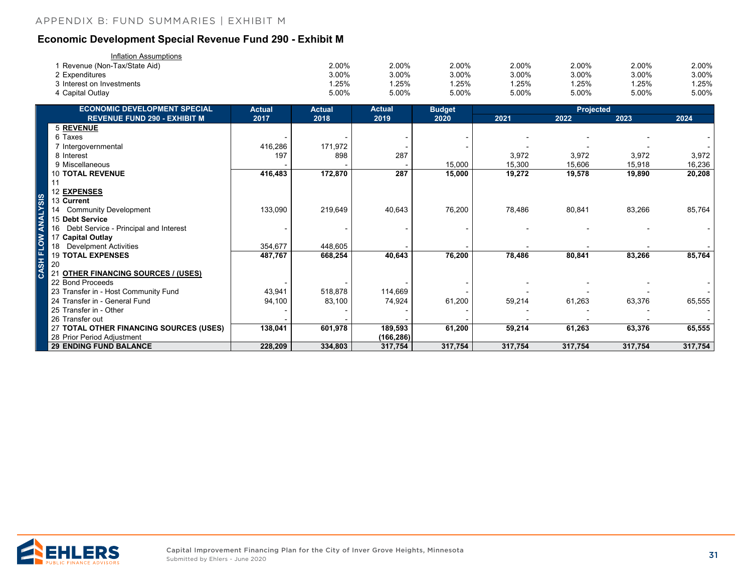## Economic Development Special Revenue Fund 290 - Exhibit M

| Inflation Assumptions | | | | | | | |
|---|---|---|---|---|---|---|---|
| 1 Revenue (Non-Tax/State Aid) | 2.00% | 2.00% | 2.00% | 2.00% | 2.00% | 2.00% | 2.00% |
| 2 Expenditures | 3.00% | 3.00% | 3.00% | 3.00% | 3.00% | 3.00% | 3.00% |
| 3 Interest on Investments | 1.25% | 1.25% | 1.25% | 1.25% | 1.25% | 1.25% | 1.25% |
| 4 Capital Outlay | 5.00% | 5.00% | 5.00% | 5.00% | 5.00% | 5.00% | 5.00% |

**CASH FLOW ANALYSIS**

| ECONOMIC DEVELOPMENT SPECIAL REVENUE FUND 290 - EXHIBIT M | Actual 2017 | Actual 2018 | Actual 2019 | Budget 2020 | Projected 2021 | Projected 2022 | Projected 2023 | Projected 2024 |
|---|---|---|---|---|---|---|---|---|
| 5 **REVENUE** | | | | | | | | |
| 6 Taxes | - | - | - | - | - | - | - | - |
| 7 Intergovernmental | 416,286 | 171,972 | - | - | - | - | - | - |
| 8 Interest | 197 | 898 | 287 | | 3,972 | 3,972 | 3,972 | 3,972 |
| 9 Miscellaneous | - | - | - | 15,000 | 15,300 | 15,606 | 15,918 | 16,236 |
| 10 **TOTAL REVENUE** | **416,483** | **172,870** | **287** | **15,000** | **19,272** | **19,578** | **19,890** | **20,208** |
| 11 | | | | | | | | |
| 12 **EXPENSES** | | | | | | | | |
| 13 **Current** | | | | | | | | |
| 14 Community Development | 133,090 | 219,649 | 40,643 | 76,200 | 78,486 | 80,841 | 83,266 | 85,764 |
| 15 **Debt Service** | | | | | | | | |
| 16 Debt Service - Principal and Interest | - | - | - | - | - | - | - | - |
| 17 **Capital Outlay** | | | | | | | | |
| 18 Develpment Activities | 354,677 | 448,605 | - | - | - | - | - | - |
| 19 **TOTAL EXPENSES** | **487,767** | **668,254** | **40,643** | **76,200** | **78,486** | **80,841** | **83,266** | **85,764** |
| 20 | | | | | | | | |
| 21 **OTHER FINANCING SOURCES / (USES)** | | | | | | | | |
| 22 Bond Proceeds | - | - | - | - | - | - | - | - |
| 23 Transfer in - Host Community Fund | 43,941 | 518,878 | 114,669 | - | - | - | - | - |
| 24 Transfer in - General Fund | 94,100 | 83,100 | 74,924 | 61,200 | 59,214 | 61,263 | 63,376 | 65,555 |
| 25 Transfer in - Other | - | - | - | - | - | - | - | - |
| 26 Transfer out | - | - | - | - | - | - | - | - |
| 27 **TOTAL OTHER FINANCING SOURCES (USES)** | **138,041** | **601,978** | **189,593** | **61,200** | **59,214** | **61,263** | **63,376** | **65,555** |
| 28 Prior Period Adjustment | | | (166,286) | | | | | |
| 29 **ENDING FUND BALANCE** | **228,209** | **334,803** | **317,754** | **317,754** | **317,754** | **317,754** | **317,754** | **317,754** |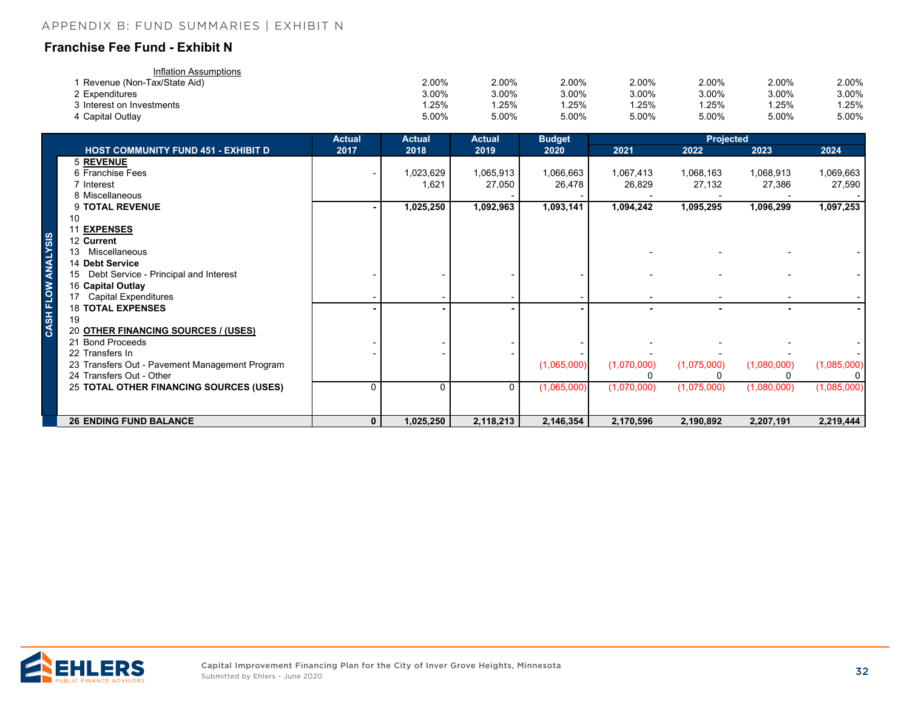APPENDIX B: FUND SUMMARIES | EXHIBIT N

## Franchise Fee Fund - Exhibit N

| Inflation Assumptions | | | | | | | |
|---|---|---|---|---|---|---|---|
| 1 Revenue (Non-Tax/State Aid) | 2.00% | 2.00% | 2.00% | 2.00% | 2.00% | 2.00% | 2.00% |
| 2 Expenditures | 3.00% | 3.00% | 3.00% | 3.00% | 3.00% | 3.00% | 3.00% |
| 3 Interest on Investments | 1.25% | 1.25% | 1.25% | 1.25% | 1.25% | 1.25% | 1.25% |
| 4 Capital Outlay | 5.00% | 5.00% | 5.00% | 5.00% | 5.00% | 5.00% | 5.00% |

CASH FLOW ANALYSIS

| HOST COMMUNITY FUND 451 - EXHIBIT D | Actual 2017 | Actual 2018 | Actual 2019 | Budget 2020 | Projected 2021 | Projected 2022 | Projected 2023 | Projected 2024 |
|---|---|---|---|---|---|---|---|---|
| 5 **REVENUE** | | | | | | | | |
| 6 Franchise Fees | - | 1,023,629 | 1,065,913 | 1,066,663 | 1,067,413 | 1,068,163 | 1,068,913 | 1,069,663 |
| 7 Interest | | 1,621 | 27,050 | 26,478 | 26,829 | 27,132 | 27,386 | 27,590 |
| 8 Miscellaneous | | | - | - | - | - | - | - |
| 9 **TOTAL REVENUE** | **-** | **1,025,250** | **1,092,963** | **1,093,141** | **1,094,242** | **1,095,295** | **1,096,299** | **1,097,253** |
| 10 | | | | | | | | |
| 11 **EXPENSES** | | | | | | | | |
| 12 **Current** | | | | | | | | |
| 13 Miscellaneous | | | | | - | - | - | - |
| 14 **Debt Service** | | | | | | | | |
| 15 Debt Service - Principal and Interest | - | - | - | - | - | - | - | - |
| 16 **Capital Outlay** | | | | | | | | |
| 17 Capital Expenditures | - | - | - | - | - | - | - | - |
| 18 **TOTAL EXPENSES** | **-** | **-** | **-** | **-** | **-** | **-** | **-** | **-** |
| 19 | | | | | | | | |
| 20 **OTHER FINANCING SOURCES / (USES)** | | | | | | | | |
| 21 Bond Proceeds | - | - | - | - | - | - | - | - |
| 22 Transfers In | - | - | - | - | - | - | - | - |
| 23 Transfers Out - Pavement Management Program | | | | (1,065,000) | (1,070,000) | (1,075,000) | (1,080,000) | (1,085,000) |
| 24 Transfers Out - Other | | | | | 0 | 0 | 0 | 0 |
| 25 **TOTAL OTHER FINANCING SOURCES (USES)** | 0 | 0 | 0 | (1,065,000) | (1,070,000) | (1,075,000) | (1,080,000) | (1,085,000) |
| 26 **ENDING FUND BALANCE** | **0** | **1,025,250** | **2,118,213** | **2,146,354** | **2,170,596** | **2,190,892** | **2,207,191** | **2,219,444** |

Capital Improvement Financing Plan for the City of Inver Grove Heights, Minnesota
Submitted by Ehlers - June 2020